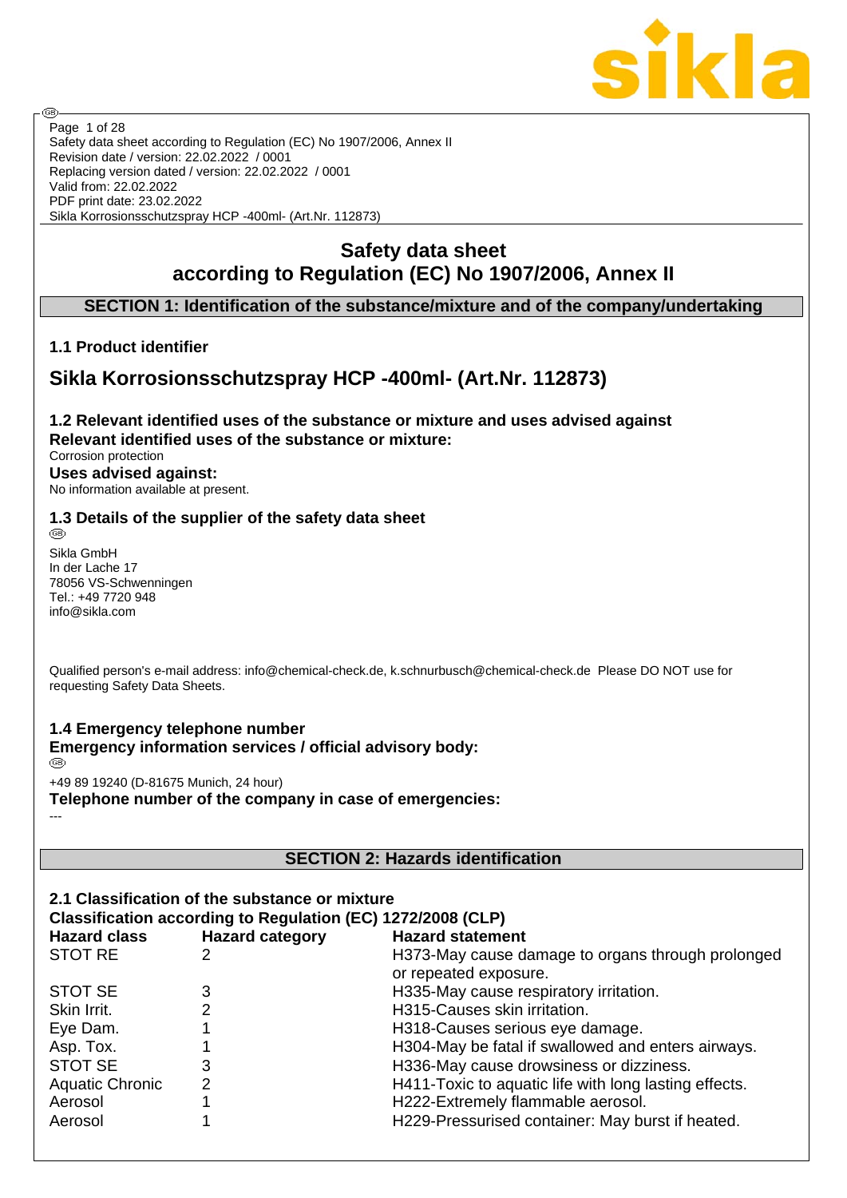# Safety data sheet according to Regulation (EC) No 1907/2006, Annex II

## SECTION 1: Identification of the substance/mixture and of the company/undertaking

### 1.1 Product identifier

## Sikla Korrosionsschutzspray HCP -400ml- (Art.Nr. 112873)

### 1.2 Relevant identified uses of the substance or mixture and uses advised against

**Relevant identified uses of the substance or mixture:**

Corrosion protection

**Uses advised against:**

No information available at present.

### 1.3 Details of the supplier of the safety data sheet

Sikla GmbH
In der Lache 17
78056 VS-Schwenningen
Tel.: +49 7720 948
info@sikla.com

Qualified person's e-mail address: info@chemical-check.de, k.schnurbusch@chemical-check.de Please DO NOT use for requesting Safety Data Sheets.

### 1.4 Emergency telephone number

**Emergency information services / official advisory body:**

+49 89 19240 (D-81675 Munich, 24 hour)

**Telephone number of the company in case of emergencies:**

---

## SECTION 2: Hazards identification

### 2.1 Classification of the substance or mixture

**Classification according to Regulation (EC) 1272/2008 (CLP)**

| Hazard class | Hazard category | Hazard statement |
|---|---|---|
| STOT RE | 2 | H373-May cause damage to organs through prolonged or repeated exposure. |
| STOT SE | 3 | H335-May cause respiratory irritation. |
| Skin Irrit. | 2 | H315-Causes skin irritation. |
| Eye Dam. | 1 | H318-Causes serious eye damage. |
| Asp. Tox. | 1 | H304-May be fatal if swallowed and enters airways. |
| STOT SE | 3 | H336-May cause drowsiness or dizziness. |
| Aquatic Chronic | 2 | H411-Toxic to aquatic life with long lasting effects. |
| Aerosol | 1 | H222-Extremely flammable aerosol. |
| Aerosol | 1 | H229-Pressurised container: May burst if heated. |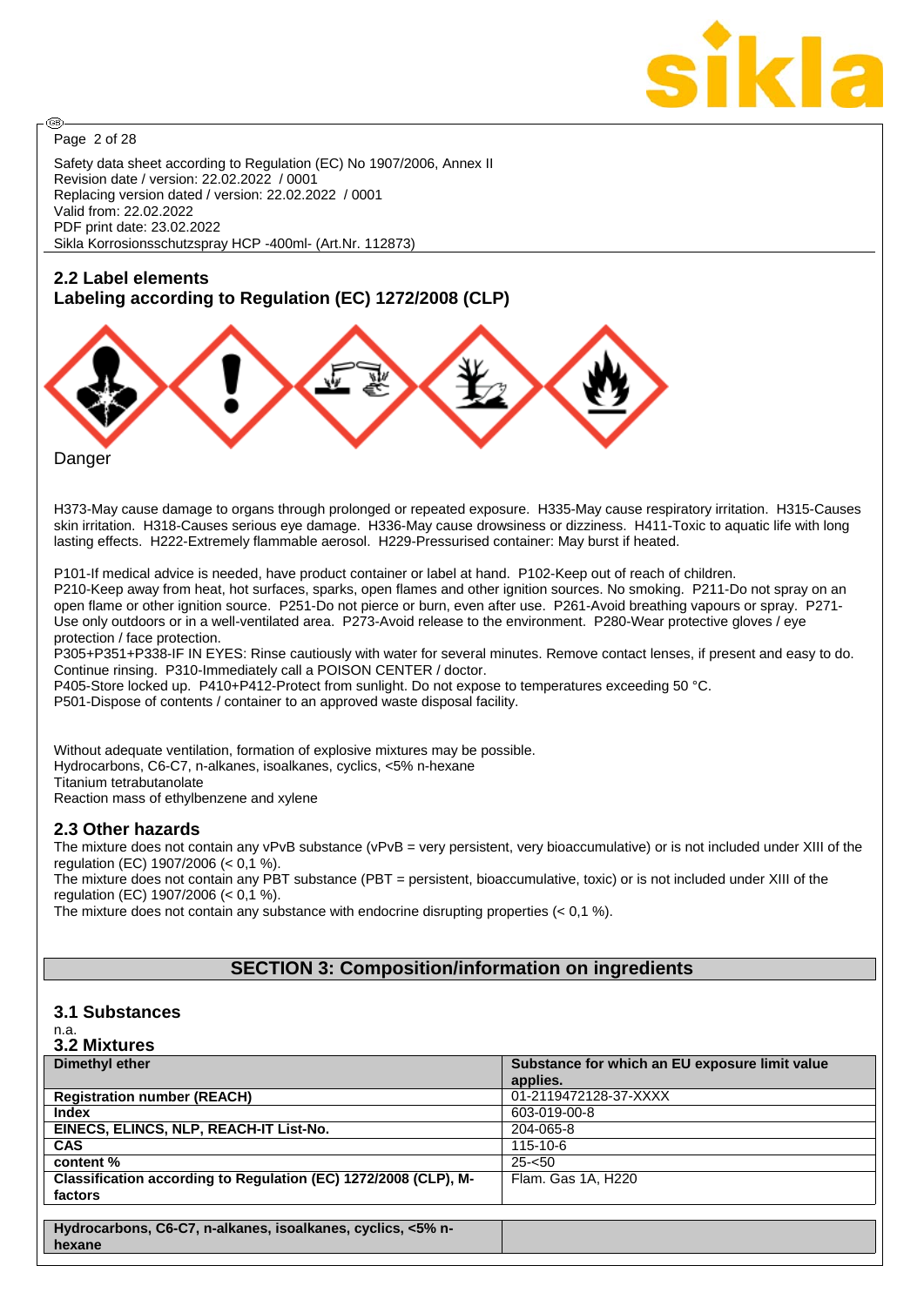Safety data sheet according to Regulation (EC) No 1907/2006, Annex II
Revision date / version: 22.02.2022 / 0001
Replacing version dated / version: 22.02.2022 / 0001
Valid from: 22.02.2022
PDF print date: 23.02.2022
Sikla Korrosionsschutzspray HCP -400ml- (Art.Nr. 112873)

## 2.2 Label elements

### Labeling according to Regulation (EC) 1272/2008 (CLP)

Danger

H373-May cause damage to organs through prolonged or repeated exposure. H335-May cause respiratory irritation. H315-Causes skin irritation. H318-Causes serious eye damage. H336-May cause drowsiness or dizziness. H411-Toxic to aquatic life with long lasting effects. H222-Extremely flammable aerosol. H229-Pressurised container: May burst if heated.

P101-If medical advice is needed, have product container or label at hand. P102-Keep out of reach of children.
P210-Keep away from heat, hot surfaces, sparks, open flames and other ignition sources. No smoking. P211-Do not spray on an open flame or other ignition source. P251-Do not pierce or burn, even after use. P261-Avoid breathing vapours or spray. P271-Use only outdoors or in a well-ventilated area. P273-Avoid release to the environment. P280-Wear protective gloves / eye protection / face protection.
P305+P351+P338-IF IN EYES: Rinse cautiously with water for several minutes. Remove contact lenses, if present and easy to do. Continue rinsing. P310-Immediately call a POISON CENTER / doctor.
P405-Store locked up. P410+P412-Protect from sunlight. Do not expose to temperatures exceeding 50 °C.
P501-Dispose of contents / container to an approved waste disposal facility.

Without adequate ventilation, formation of explosive mixtures may be possible.
Hydrocarbons, C6-C7, n-alkanes, isoalkanes, cyclics, <5% n-hexane
Titanium tetrabutanolate
Reaction mass of ethylbenzene and xylene

## 2.3 Other hazards

The mixture does not contain any vPvB substance (vPvB = very persistent, very bioaccumulative) or is not included under XIII of the regulation (EC) 1907/2006 (< 0,1 %).
The mixture does not contain any PBT substance (PBT = persistent, bioaccumulative, toxic) or is not included under XIII of the regulation (EC) 1907/2006 (< 0,1 %).
The mixture does not contain any substance with endocrine disrupting properties (< 0,1 %).

# SECTION 3: Composition/information on ingredients

## 3.1 Substances

n.a.

## 3.2 Mixtures

| **Dimethyl ether** | **Substance for which an EU exposure limit value applies.** |
|---|---|
| **Registration number (REACH)** | 01-2119472128-37-XXXX |
| **Index** | 603-019-00-8 |
| **EINECS, ELINCS, NLP, REACH-IT List-No.** | 204-065-8 |
| **CAS** | 115-10-6 |
| **content %** | 25-<50 |
| **Classification according to Regulation (EC) 1272/2008 (CLP), M-factors** | Flam. Gas 1A, H220 |

| **Hydrocarbons, C6-C7, n-alkanes, isoalkanes, cyclics, <5% n-hexane** | |
|---|---|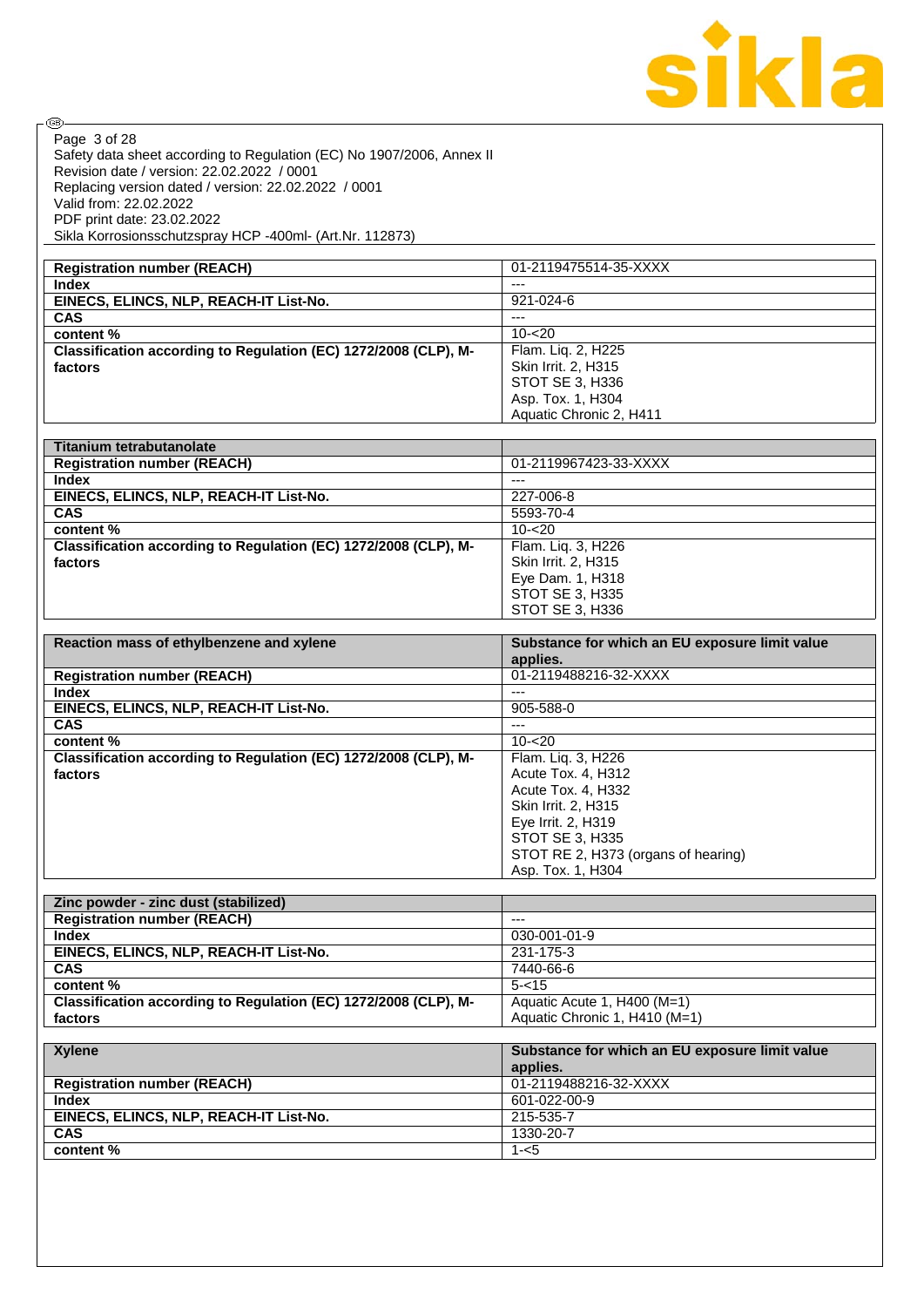| Registration number (REACH) | 01-2119475514-35-XXXX |
| --- | --- |
| Index | --- |
| EINECS, ELINCS, NLP, REACH-IT List-No. | 921-024-6 |
| CAS | --- |
| content % | 10-<20 |
| Classification according to Regulation (EC) 1272/2008 (CLP), M-factors | Flam. Liq. 2, H225<br>Skin Irrit. 2, H315<br>STOT SE 3, H336<br>Asp. Tox. 1, H304<br>Aquatic Chronic 2, H411 |

| Titanium tetrabutanolate | |
| --- | --- |
| Registration number (REACH) | 01-2119967423-33-XXXX |
| Index | --- |
| EINECS, ELINCS, NLP, REACH-IT List-No. | 227-006-8 |
| CAS | 5593-70-4 |
| content % | 10-<20 |
| Classification according to Regulation (EC) 1272/2008 (CLP), M-factors | Flam. Liq. 3, H226<br>Skin Irrit. 2, H315<br>Eye Dam. 1, H318<br>STOT SE 3, H335<br>STOT SE 3, H336 |

| Reaction mass of ethylbenzene and xylene | Substance for which an EU exposure limit value applies. |
| --- | --- |
| Registration number (REACH) | 01-2119488216-32-XXXX |
| Index | --- |
| EINECS, ELINCS, NLP, REACH-IT List-No. | 905-588-0 |
| CAS | --- |
| content % | 10-<20 |
| Classification according to Regulation (EC) 1272/2008 (CLP), M-factors | Flam. Liq. 3, H226<br>Acute Tox. 4, H312<br>Acute Tox. 4, H332<br>Skin Irrit. 2, H315<br>Eye Irrit. 2, H319<br>STOT SE 3, H335<br>STOT RE 2, H373 (organs of hearing)<br>Asp. Tox. 1, H304 |

| Zinc powder - zinc dust (stabilized) | |
| --- | --- |
| Registration number (REACH) | --- |
| Index | 030-001-01-9 |
| EINECS, ELINCS, NLP, REACH-IT List-No. | 231-175-3 |
| CAS | 7440-66-6 |
| content % | 5-<15 |
| Classification according to Regulation (EC) 1272/2008 (CLP), M-factors | Aquatic Acute 1, H400 (M=1)<br>Aquatic Chronic 1, H410 (M=1) |

| Xylene | Substance for which an EU exposure limit value applies. |
| --- | --- |
| Registration number (REACH) | 01-2119488216-32-XXXX |
| Index | 601-022-00-9 |
| EINECS, ELINCS, NLP, REACH-IT List-No. | 215-535-7 |
| CAS | 1330-20-7 |
| content % | 1-<5 |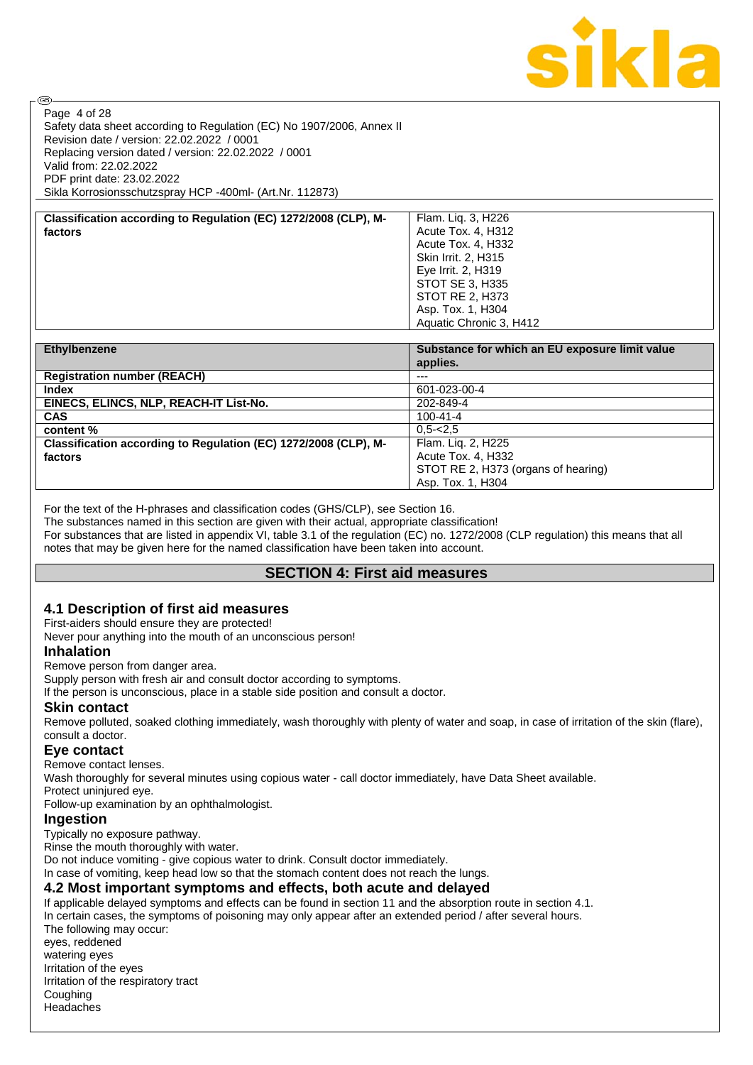| Classification according to Regulation (EC) 1272/2008 (CLP), M-factors | Flam. Liq. 3, H226<br>Acute Tox. 4, H312<br>Acute Tox. 4, H332<br>Skin Irrit. 2, H315<br>Eye Irrit. 2, H319<br>STOT SE 3, H335<br>STOT RE 2, H373<br>Asp. Tox. 1, H304<br>Aquatic Chronic 3, H412 |
|---|---|

| **Ethylbenzene** | **Substance for which an EU exposure limit value applies.** |
|---|---|
| **Registration number (REACH)** | --- |
| **Index** | 601-023-00-4 |
| **EINECS, ELINCS, NLP, REACH-IT List-No.** | 202-849-4 |
| **CAS** | 100-41-4 |
| **content %** | 0,5-<2,5 |
| **Classification according to Regulation (EC) 1272/2008 (CLP), M-factors** | Flam. Liq. 2, H225<br>Acute Tox. 4, H332<br>STOT RE 2, H373 (organs of hearing)<br>Asp. Tox. 1, H304 |

For the text of the H-phrases and classification codes (GHS/CLP), see Section 16.
The substances named in this section are given with their actual, appropriate classification!
For substances that are listed in appendix VI, table 3.1 of the regulation (EC) no. 1272/2008 (CLP regulation) this means that all notes that may be given here for the named classification have been taken into account.

## SECTION 4: First aid measures

### 4.1 Description of first aid measures

First-aiders should ensure they are protected!
Never pour anything into the mouth of an unconscious person!

#### Inhalation

Remove person from danger area.
Supply person with fresh air and consult doctor according to symptoms.
If the person is unconscious, place in a stable side position and consult a doctor.

#### Skin contact

Remove polluted, soaked clothing immediately, wash thoroughly with plenty of water and soap, in case of irritation of the skin (flare), consult a doctor.

#### Eye contact

Remove contact lenses.
Wash thoroughly for several minutes using copious water - call doctor immediately, have Data Sheet available.
Protect uninjured eye.
Follow-up examination by an ophthalmologist.

#### Ingestion

Typically no exposure pathway.
Rinse the mouth thoroughly with water.
Do not induce vomiting - give copious water to drink. Consult doctor immediately.
In case of vomiting, keep head low so that the stomach content does not reach the lungs.

### 4.2 Most important symptoms and effects, both acute and delayed

If applicable delayed symptoms and effects can be found in section 11 and the absorption route in section 4.1.
In certain cases, the symptoms of poisoning may only appear after an extended period / after several hours.
The following may occur:
eyes, reddened
watering eyes
Irritation of the eyes
Irritation of the respiratory tract
Coughing
Headaches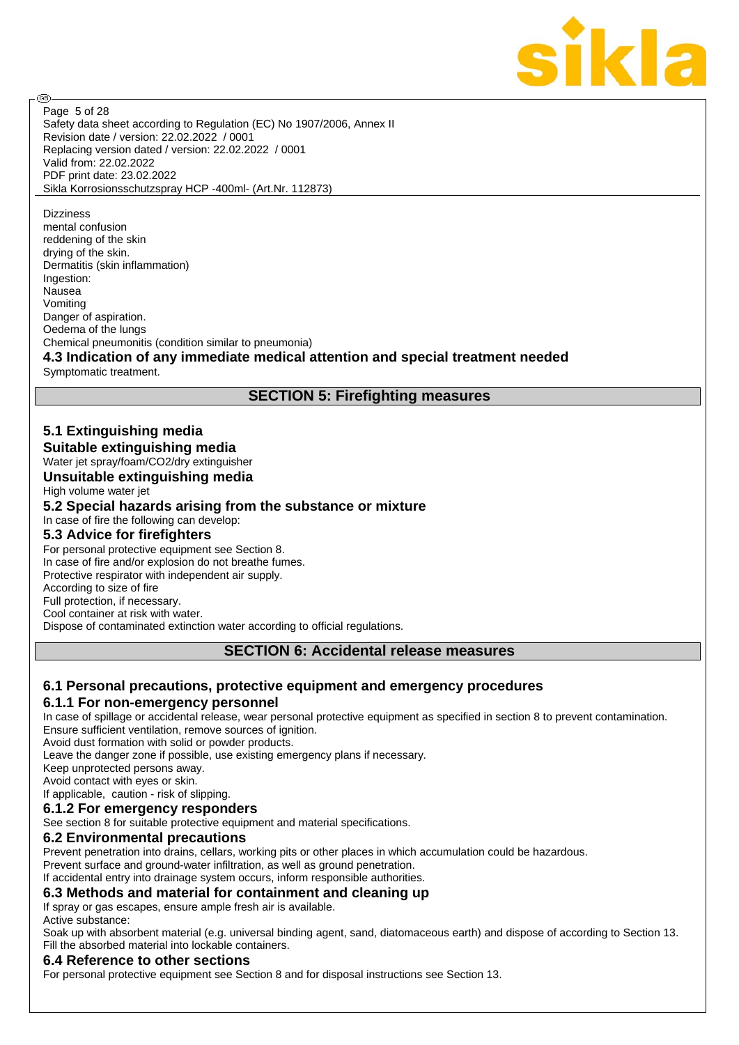Dizziness
mental confusion
reddening of the skin
drying of the skin.
Dermatitis (skin inflammation)
Ingestion:
Nausea
Vomiting
Danger of aspiration.
Oedema of the lungs
Chemical pneumonitis (condition similar to pneumonia)

### 4.3 Indication of any immediate medical attention and special treatment needed

Symptomatic treatment.

## SECTION 5: Firefighting measures

### 5.1 Extinguishing media

**Suitable extinguishing media**

Water jet spray/foam/$CO_2$/dry extinguisher

**Unsuitable extinguishing media**

High volume water jet

### 5.2 Special hazards arising from the substance or mixture

In case of fire the following can develop:

### 5.3 Advice for firefighters

For personal protective equipment see Section 8.
In case of fire and/or explosion do not breathe fumes.
Protective respirator with independent air supply.
According to size of fire
Full protection, if necessary.
Cool container at risk with water.
Dispose of contaminated extinction water according to official regulations.

## SECTION 6: Accidental release measures

### 6.1 Personal precautions, protective equipment and emergency procedures

#### 6.1.1 For non-emergency personnel

In case of spillage or accidental release, wear personal protective equipment as specified in section 8 to prevent contamination.
Ensure sufficient ventilation, remove sources of ignition.
Avoid dust formation with solid or powder products.
Leave the danger zone if possible, use existing emergency plans if necessary.
Keep unprotected persons away.
Avoid contact with eyes or skin.
If applicable, caution - risk of slipping.

#### 6.1.2 For emergency responders

See section 8 for suitable protective equipment and material specifications.

### 6.2 Environmental precautions

Prevent penetration into drains, cellars, working pits or other places in which accumulation could be hazardous.
Prevent surface and ground-water infiltration, as well as ground penetration.
If accidental entry into drainage system occurs, inform responsible authorities.

### 6.3 Methods and material for containment and cleaning up

If spray or gas escapes, ensure ample fresh air is available.
Active substance:
Soak up with absorbent material (e.g. universal binding agent, sand, diatomaceous earth) and dispose of according to Section 13.
Fill the absorbed material into lockable containers.

### 6.4 Reference to other sections

For personal protective equipment see Section 8 and for disposal instructions see Section 13.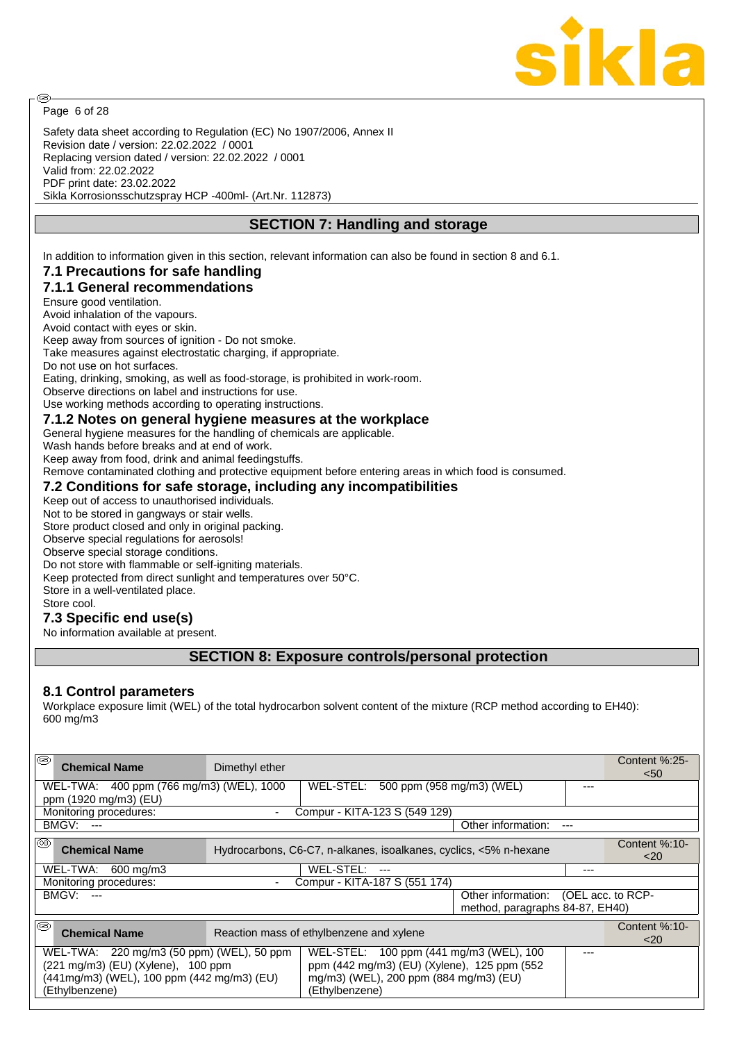Safety data sheet according to Regulation (EC) No 1907/2006, Annex II
Revision date / version: 22.02.2022 / 0001
Replacing version dated / version: 22.02.2022 / 0001
Valid from: 22.02.2022
PDF print date: 23.02.2022
Sikla Korrosionsschutzspray HCP -400ml- (Art.Nr. 112873)

## SECTION 7: Handling and storage

In addition to information given in this section, relevant information can also be found in section 8 and 6.1.

### 7.1 Precautions for safe handling

### 7.1.1 General recommendations

Ensure good ventilation.
Avoid inhalation of the vapours.
Avoid contact with eyes or skin.
Keep away from sources of ignition - Do not smoke.
Take measures against electrostatic charging, if appropriate.
Do not use on hot surfaces.
Eating, drinking, smoking, as well as food-storage, is prohibited in work-room.
Observe directions on label and instructions for use.
Use working methods according to operating instructions.

### 7.1.2 Notes on general hygiene measures at the workplace

General hygiene measures for the handling of chemicals are applicable.
Wash hands before breaks and at end of work.
Keep away from food, drink and animal feedingstuffs.
Remove contaminated clothing and protective equipment before entering areas in which food is consumed.

### 7.2 Conditions for safe storage, including any incompatibilities

Keep out of access to unauthorised individuals.
Not to be stored in gangways or stair wells.
Store product closed and only in original packing.
Observe special regulations for aerosols!
Observe special storage conditions.
Do not store with flammable or self-igniting materials.
Keep protected from direct sunlight and temperatures over 50°C.
Store in a well-ventilated place.
Store cool.

### 7.3 Specific end use(s)

No information available at present.

## SECTION 8: Exposure controls/personal protection

### 8.1 Control parameters

Workplace exposure limit (WEL) of the total hydrocarbon solvent content of the mixture (RCP method according to EH40): 600 mg/m3

| Chemical Name | Dimethyl ether | | Content %:25-<50 |
|---|---|---|---|
| WEL-TWA: 400 ppm (766 mg/m3) (WEL), 1000 ppm (1920 mg/m3) (EU) | WEL-STEL: 500 ppm (958 mg/m3) (WEL) | --- | |
| Monitoring procedures: | - Compur - KITA-123 S (549 129) | | |
| BMGV: --- | | Other information: --- | |

| Chemical Name | Hydrocarbons, C6-C7, n-alkanes, isoalkanes, cyclics, <5% n-hexane | | Content %:10-<20 |
|---|---|---|---|
| WEL-TWA: 600 mg/m3 | WEL-STEL: --- | --- | |
| Monitoring procedures: | - Compur - KITA-187 S (551 174) | | |
| BMGV: --- | | Other information: (OEL acc. to RCP-method, paragraphs 84-87, EH40) | |

| Chemical Name | Reaction mass of ethylbenzene and xylene | | Content %:10-<20 |
|---|---|---|---|
| WEL-TWA: 220 mg/m3 (50 ppm) (WEL), 50 ppm (221 mg/m3) (EU) (Xylene), 100 ppm (441mg/m3) (WEL), 100 ppm (442 mg/m3) (EU) (Ethylbenzene) | WEL-STEL: 100 ppm (441 mg/m3 (WEL), 100 ppm (442 mg/m3) (EU) (Xylene), 125 ppm (552 mg/m3) (WEL), 200 ppm (884 mg/m3) (EU) (Ethylbenzene) | --- | |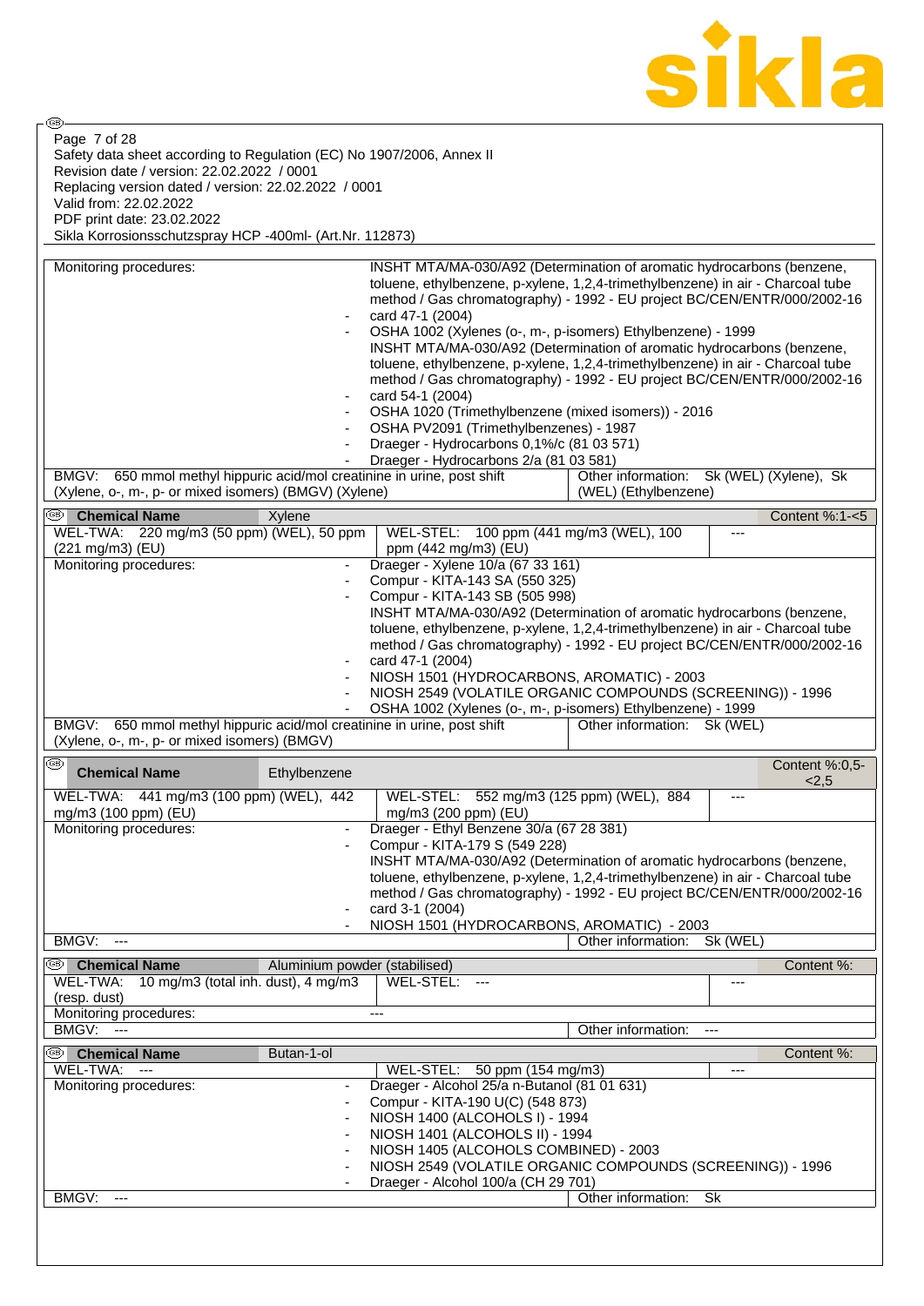Safety data sheet according to Regulation (EC) No 1907/2006, Annex II
Revision date / version: 22.02.2022 / 0001
Replacing version dated / version: 22.02.2022 / 0001
Valid from: 22.02.2022
PDF print date: 23.02.2022
Sikla Korrosionsschutzspray HCP -400ml- (Art.Nr. 112873)

| Monitoring procedures: | INSHT MTA/MA-030/A92 (Determination of aromatic hydrocarbons (benzene, toluene, ethylbenzene, p-xylene, 1,2,4-trimethylbenzene) in air - Charcoal tube method / Gas chromatography) - 1992 - EU project BC/CEN/ENTR/000/2002-16 card 47-1 (2004)<br>- OSHA 1002 (Xylenes (o-, m-, p-isomers) Ethylbenzene) - 1999<br>INSHT MTA/MA-030/A92 (Determination of aromatic hydrocarbons (benzene, toluene, ethylbenzene, p-xylene, 1,2,4-trimethylbenzene) in air - Charcoal tube method / Gas chromatography) - 1992 - EU project BC/CEN/ENTR/000/2002-16 card 54-1 (2004)<br>- OSHA 1020 (Trimethylbenzene (mixed isomers)) - 2016<br>- OSHA PV2091 (Trimethylbenzenes) - 1987<br>- Draeger - Hydrocarbons 0,1%/c (81 03 571)<br>- Draeger - Hydrocarbons 2/a (81 03 581) |
|---|---|
| BMGV: 650 mmol methyl hippuric acid/mol creatinine in urine, post shift (Xylene, o-, m-, p- or mixed isomers) (BMGV) (Xylene) | Other information: Sk (WEL) (Xylene), Sk (WEL) (Ethylbenzene) |

| Chemical Name | Xylene | | Content %:1-<5 |
|---|---|---|---|
| WEL-TWA: 220 mg/m3 (50 ppm) (WEL), 50 ppm (221 mg/m3) (EU) | WEL-STEL: 100 ppm (441 mg/m3 (WEL), 100 ppm (442 mg/m3) (EU) | --- | |
| Monitoring procedures: | - Draeger - Xylene 10/a (67 33 161)<br>- Compur - KITA-143 SA (550 325)<br>- Compur - KITA-143 SB (505 998)<br>INSHT MTA/MA-030/A92 (Determination of aromatic hydrocarbons (benzene, toluene, ethylbenzene, p-xylene, 1,2,4-trimethylbenzene) in air - Charcoal tube method / Gas chromatography) - 1992 - EU project BC/CEN/ENTR/000/2002-16 card 47-1 (2004)<br>- NIOSH 1501 (HYDROCARBONS, AROMATIC) - 2003<br>- NIOSH 2549 (VOLATILE ORGANIC COMPOUNDS (SCREENING)) - 1996<br>- OSHA 1002 (Xylenes (o-, m-, p-isomers) Ethylbenzene) - 1999 | | |
| BMGV: 650 mmol methyl hippuric acid/mol creatinine in urine, post shift (Xylene, o-, m-, p- or mixed isomers) (BMGV) | | Other information: Sk (WEL) | |

| Chemical Name | Ethylbenzene | | Content %:0,5-<2,5 |
|---|---|---|---|
| WEL-TWA: 441 mg/m3 (100 ppm) (WEL), 442 mg/m3 (100 ppm) (EU) | WEL-STEL: 552 mg/m3 (125 ppm) (WEL), 884 mg/m3 (200 ppm) (EU) | --- | |
| Monitoring procedures: | - Draeger - Ethyl Benzene 30/a (67 28 381)<br>- Compur - KITA-179 S (549 228)<br>INSHT MTA/MA-030/A92 (Determination of aromatic hydrocarbons (benzene, toluene, ethylbenzene, p-xylene, 1,2,4-trimethylbenzene) in air - Charcoal tube method / Gas chromatography) - 1992 - EU project BC/CEN/ENTR/000/2002-16 card 3-1 (2004)<br>- NIOSH 1501 (HYDROCARBONS, AROMATIC) - 2003 | | |
| BMGV: --- | | Other information: Sk (WEL) | |

| Chemical Name | Aluminium powder (stabilised) | | Content %: |
|---|---|---|---|
| WEL-TWA: 10 mg/m3 (total inh. dust), 4 mg/m3 (resp. dust) | WEL-STEL: --- | --- | |
| Monitoring procedures: | --- | | |
| BMGV: --- | | Other information: --- | |

| Chemical Name | Butan-1-ol | | Content %: |
|---|---|---|---|
| WEL-TWA: --- | WEL-STEL: 50 ppm (154 mg/m3) | --- | |
| Monitoring procedures: | - Draeger - Alcohol 25/a n-Butanol (81 01 631)<br>- Compur - KITA-190 U(C) (548 873)<br>- NIOSH 1400 (ALCOHOLS I) - 1994<br>- NIOSH 1401 (ALCOHOLS II) - 1994<br>- NIOSH 1405 (ALCOHOLS COMBINED) - 2003<br>- NIOSH 2549 (VOLATILE ORGANIC COMPOUNDS (SCREENING)) - 1996<br>- Draeger - Alcohol 100/a (CH 29 701) | | |
| BMGV: --- | | Other information: Sk | |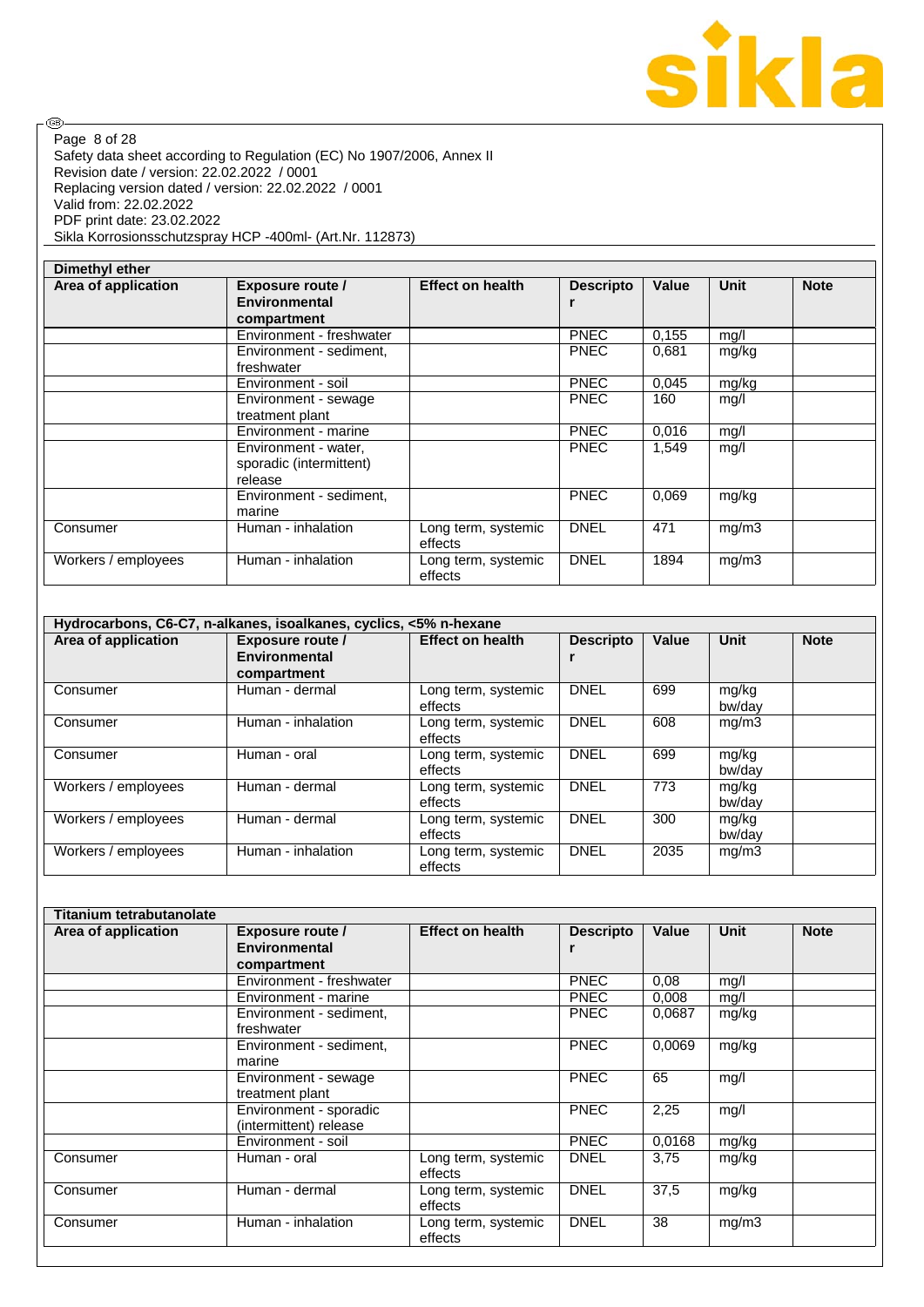| Dimethyl ether | | | | | | |
|---|---|---|---|---|---|---|
| **Area of application** | **Exposure route / Environmental compartment** | **Effect on health** | **Descriptor** | **Value** | **Unit** | **Note** |
| | Environment - freshwater | | PNEC | 0,155 | mg/l | |
| | Environment - sediment, freshwater | | PNEC | 0,681 | mg/kg | |
| | Environment - soil | | PNEC | 0,045 | mg/kg | |
| | Environment - sewage treatment plant | | PNEC | 160 | mg/l | |
| | Environment - marine | | PNEC | 0,016 | mg/l | |
| | Environment - water, sporadic (intermittent) release | | PNEC | 1,549 | mg/l | |
| | Environment - sediment, marine | | PNEC | 0,069 | mg/kg | |
| Consumer | Human - inhalation | Long term, systemic effects | DNEL | 471 | mg/m3 | |
| Workers / employees | Human - inhalation | Long term, systemic effects | DNEL | 1894 | mg/m3 | |

| Hydrocarbons, C6-C7, n-alkanes, isoalkanes, cyclics, <5% n-hexane | | | | | | |
|---|---|---|---|---|---|---|
| **Area of application** | **Exposure route / Environmental compartment** | **Effect on health** | **Descriptor** | **Value** | **Unit** | **Note** |
| Consumer | Human - dermal | Long term, systemic effects | DNEL | 699 | mg/kg bw/day | |
| Consumer | Human - inhalation | Long term, systemic effects | DNEL | 608 | mg/m3 | |
| Consumer | Human - oral | Long term, systemic effects | DNEL | 699 | mg/kg bw/day | |
| Workers / employees | Human - dermal | Long term, systemic effects | DNEL | 773 | mg/kg bw/day | |
| Workers / employees | Human - dermal | Long term, systemic effects | DNEL | 300 | mg/kg bw/day | |
| Workers / employees | Human - inhalation | Long term, systemic effects | DNEL | 2035 | mg/m3 | |

| Titanium tetrabutanolate | | | | | | |
|---|---|---|---|---|---|---|
| **Area of application** | **Exposure route / Environmental compartment** | **Effect on health** | **Descriptor** | **Value** | **Unit** | **Note** |
| | Environment - freshwater | | PNEC | 0,08 | mg/l | |
| | Environment - marine | | PNEC | 0,008 | mg/l | |
| | Environment - sediment, freshwater | | PNEC | 0,0687 | mg/kg | |
| | Environment - sediment, marine | | PNEC | 0,0069 | mg/kg | |
| | Environment - sewage treatment plant | | PNEC | 65 | mg/l | |
| | Environment - sporadic (intermittent) release | | PNEC | 2,25 | mg/l | |
| | Environment - soil | | PNEC | 0,0168 | mg/kg | |
| Consumer | Human - oral | Long term, systemic effects | DNEL | 3,75 | mg/kg | |
| Consumer | Human - dermal | Long term, systemic effects | DNEL | 37,5 | mg/kg | |
| Consumer | Human - inhalation | Long term, systemic effects | DNEL | 38 | mg/m3 | |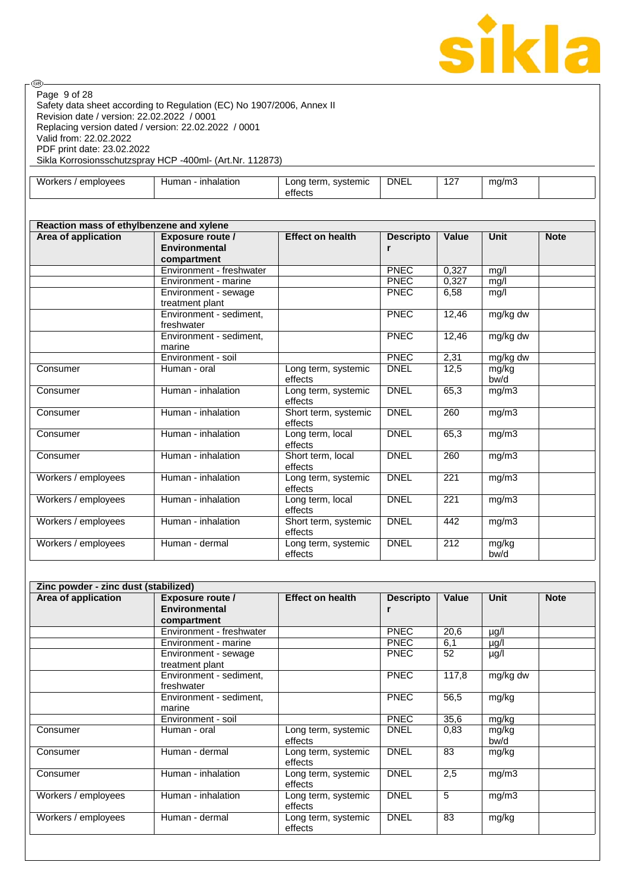| Workers / employees | Human - inhalation | Long term, systemic effects | DNEL | 127 | mg/m3 | |
|---|---|---|---|---|---|---|

| Reaction mass of ethylbenzene and xylene | | | | | | |
|---|---|---|---|---|---|---|
| **Area of application** | **Exposure route / Environmental compartment** | **Effect on health** | **Descriptor** | **Value** | **Unit** | **Note** |
| | Environment - freshwater | | PNEC | 0,327 | mg/l | |
| | Environment - marine | | PNEC | 0,327 | mg/l | |
| | Environment - sewage treatment plant | | PNEC | 6,58 | mg/l | |
| | Environment - sediment, freshwater | | PNEC | 12,46 | mg/kg dw | |
| | Environment - sediment, marine | | PNEC | 12,46 | mg/kg dw | |
| | Environment - soil | | PNEC | 2,31 | mg/kg dw | |
| Consumer | Human - oral | Long term, systemic effects | DNEL | 12,5 | mg/kg bw/d | |
| Consumer | Human - inhalation | Long term, systemic effects | DNEL | 65,3 | mg/m3 | |
| Consumer | Human - inhalation | Short term, systemic effects | DNEL | 260 | mg/m3 | |
| Consumer | Human - inhalation | Long term, local effects | DNEL | 65,3 | mg/m3 | |
| Consumer | Human - inhalation | Short term, local effects | DNEL | 260 | mg/m3 | |
| Workers / employees | Human - inhalation | Long term, systemic effects | DNEL | 221 | mg/m3 | |
| Workers / employees | Human - inhalation | Long term, local effects | DNEL | 221 | mg/m3 | |
| Workers / employees | Human - inhalation | Short term, systemic effects | DNEL | 442 | mg/m3 | |
| Workers / employees | Human - dermal | Long term, systemic effects | DNEL | 212 | mg/kg bw/d | |

| Zinc powder - zinc dust (stabilized) | | | | | | |
|---|---|---|---|---|---|---|
| **Area of application** | **Exposure route / Environmental compartment** | **Effect on health** | **Descriptor** | **Value** | **Unit** | **Note** |
| | Environment - freshwater | | PNEC | 20,6 | µg/l | |
| | Environment - marine | | PNEC | 6,1 | µg/l | |
| | Environment - sewage treatment plant | | PNEC | 52 | µg/l | |
| | Environment - sediment, freshwater | | PNEC | 117,8 | mg/kg dw | |
| | Environment - sediment, marine | | PNEC | 56,5 | mg/kg | |
| | Environment - soil | | PNEC | 35,6 | mg/kg | |
| Consumer | Human - oral | Long term, systemic effects | DNEL | 0,83 | mg/kg bw/d | |
| Consumer | Human - dermal | Long term, systemic effects | DNEL | 83 | mg/kg | |
| Consumer | Human - inhalation | Long term, systemic effects | DNEL | 2,5 | mg/m3 | |
| Workers / employees | Human - inhalation | Long term, systemic effects | DNEL | 5 | mg/m3 | |
| Workers / employees | Human - dermal | Long term, systemic effects | DNEL | 83 | mg/kg | |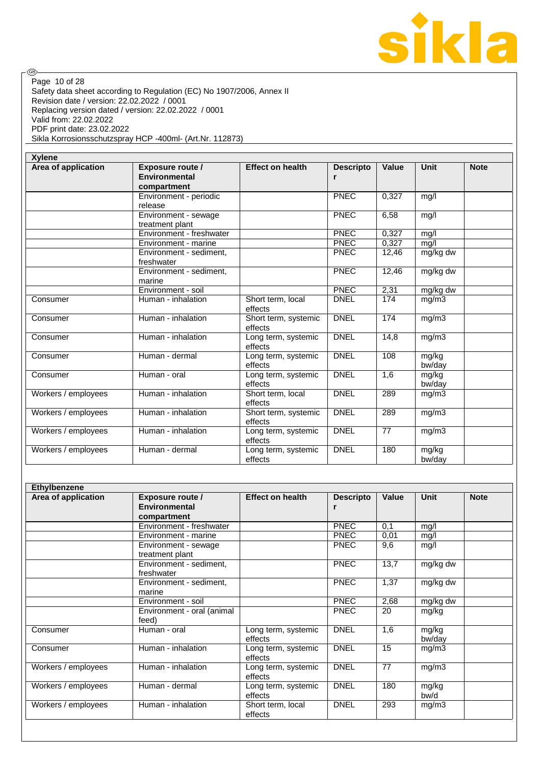| Xylene | | | | | | |
|---|---|---|---|---|---|---|
| **Area of application** | **Exposure route / Environmental compartment** | **Effect on health** | **Descriptor** | **Value** | **Unit** | **Note** |
| | Environment - periodic release | | PNEC | 0,327 | mg/l | |
| | Environment - sewage treatment plant | | PNEC | 6,58 | mg/l | |
| | Environment - freshwater | | PNEC | 0,327 | mg/l | |
| | Environment - marine | | PNEC | 0,327 | mg/l | |
| | Environment - sediment, freshwater | | PNEC | 12,46 | mg/kg dw | |
| | Environment - sediment, marine | | PNEC | 12,46 | mg/kg dw | |
| | Environment - soil | | PNEC | 2,31 | mg/kg dw | |
| Consumer | Human - inhalation | Short term, local effects | DNEL | 174 | mg/m3 | |
| Consumer | Human - inhalation | Short term, systemic effects | DNEL | 174 | mg/m3 | |
| Consumer | Human - inhalation | Long term, systemic effects | DNEL | 14,8 | mg/m3 | |
| Consumer | Human - dermal | Long term, systemic effects | DNEL | 108 | mg/kg bw/day | |
| Consumer | Human - oral | Long term, systemic effects | DNEL | 1,6 | mg/kg bw/day | |
| Workers / employees | Human - inhalation | Short term, local effects | DNEL | 289 | mg/m3 | |
| Workers / employees | Human - inhalation | Short term, systemic effects | DNEL | 289 | mg/m3 | |
| Workers / employees | Human - inhalation | Long term, systemic effects | DNEL | 77 | mg/m3 | |
| Workers / employees | Human - dermal | Long term, systemic effects | DNEL | 180 | mg/kg bw/day | |

| Ethylbenzene | | | | | | |
|---|---|---|---|---|---|---|
| **Area of application** | **Exposure route / Environmental compartment** | **Effect on health** | **Descriptor** | **Value** | **Unit** | **Note** |
| | Environment - freshwater | | PNEC | 0,1 | mg/l | |
| | Environment - marine | | PNEC | 0,01 | mg/l | |
| | Environment - sewage treatment plant | | PNEC | 9,6 | mg/l | |
| | Environment - sediment, freshwater | | PNEC | 13,7 | mg/kg dw | |
| | Environment - sediment, marine | | PNEC | 1,37 | mg/kg dw | |
| | Environment - soil | | PNEC | 2,68 | mg/kg dw | |
| | Environment - oral (animal feed) | | PNEC | 20 | mg/kg | |
| Consumer | Human - oral | Long term, systemic effects | DNEL | 1,6 | mg/kg bw/day | |
| Consumer | Human - inhalation | Long term, systemic effects | DNEL | 15 | mg/m3 | |
| Workers / employees | Human - inhalation | Long term, systemic effects | DNEL | 77 | mg/m3 | |
| Workers / employees | Human - dermal | Long term, systemic effects | DNEL | 180 | mg/kg bw/d | |
| Workers / employees | Human - inhalation | Short term, local effects | DNEL | 293 | mg/m3 | |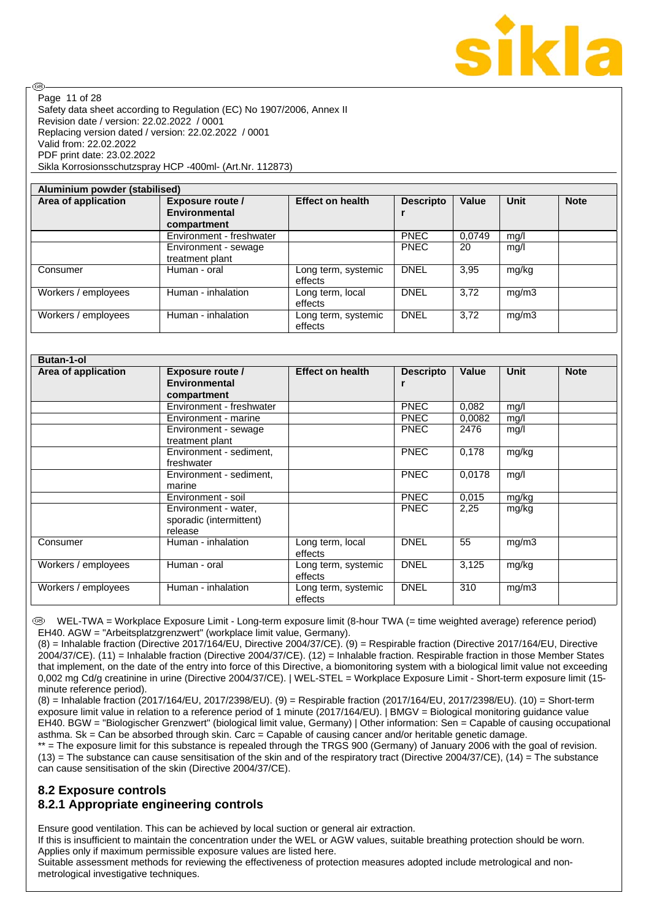| Aluminium powder (stabilised) | | | | | | |
|---|---|---|---|---|---|---|
| **Area of application** | **Exposure route / Environmental compartment** | **Effect on health** | **Descriptor** | **Value** | **Unit** | **Note** |
| | Environment - freshwater | | PNEC | 0,0749 | mg/l | |
| | Environment - sewage treatment plant | | PNEC | 20 | mg/l | |
| Consumer | Human - oral | Long term, systemic effects | DNEL | 3,95 | mg/kg | |
| Workers / employees | Human - inhalation | Long term, local effects | DNEL | 3,72 | mg/m3 | |
| Workers / employees | Human - inhalation | Long term, systemic effects | DNEL | 3,72 | mg/m3 | |

| Butan-1-ol | | | | | | |
|---|---|---|---|---|---|---|
| **Area of application** | **Exposure route / Environmental compartment** | **Effect on health** | **Descriptor** | **Value** | **Unit** | **Note** |
| | Environment - freshwater | | PNEC | 0,082 | mg/l | |
| | Environment - marine | | PNEC | 0,0082 | mg/l | |
| | Environment - sewage treatment plant | | PNEC | 2476 | mg/l | |
| | Environment - sediment, freshwater | | PNEC | 0,178 | mg/kg | |
| | Environment - sediment, marine | | PNEC | 0,0178 | mg/l | |
| | Environment - soil | | PNEC | 0,015 | mg/kg | |
| | Environment - water, sporadic (intermittent) release | | PNEC | 2,25 | mg/kg | |
| Consumer | Human - inhalation | Long term, local effects | DNEL | 55 | mg/m3 | |
| Workers / employees | Human - oral | Long term, systemic effects | DNEL | 3,125 | mg/kg | |
| Workers / employees | Human - inhalation | Long term, systemic effects | DNEL | 310 | mg/m3 | |

WEL-TWA = Workplace Exposure Limit - Long-term exposure limit (8-hour TWA (= time weighted average) reference period) EH40. AGW = "Arbeitsplatzgrenzwert" (workplace limit value, Germany).
(8) = Inhalable fraction (Directive 2017/164/EU, Directive 2004/37/CE). (9) = Respirable fraction (Directive 2017/164/EU, Directive 2004/37/CE). (11) = Inhalable fraction (Directive 2004/37/CE). (12) = Inhalable fraction. Respirable fraction in those Member States that implement, on the date of the entry into force of this Directive, a biomonitoring system with a biological limit value not exceeding 0,002 mg Cd/g creatinine in urine (Directive 2004/37/CE). | WEL-STEL = Workplace Exposure Limit - Short-term exposure limit (15-minute reference period).
(8) = Inhalable fraction (2017/164/EU, 2017/2398/EU). (9) = Respirable fraction (2017/164/EU, 2017/2398/EU). (10) = Short-term exposure limit value in relation to a reference period of 1 minute (2017/164/EU). | BMGV = Biological monitoring guidance value EH40. BGW = "Biologischer Grenzwert" (biological limit value, Germany) | Other information: Sen = Capable of causing occupational asthma. Sk = Can be absorbed through skin. Carc = Capable of causing cancer and/or heritable genetic damage.
** = The exposure limit for this substance is repealed through the TRGS 900 (Germany) of January 2006 with the goal of revision. (13) = The substance can cause sensitisation of the skin and of the respiratory tract (Directive 2004/37/CE), (14) = The substance can cause sensitisation of the skin (Directive 2004/37/CE).

## 8.2 Exposure controls

### 8.2.1 Appropriate engineering controls

Ensure good ventilation. This can be achieved by local suction or general air extraction.
If this is insufficient to maintain the concentration under the WEL or AGW values, suitable breathing protection should be worn. Applies only if maximum permissible exposure values are listed here.
Suitable assessment methods for reviewing the effectiveness of protection measures adopted include metrological and non-metrological investigative techniques.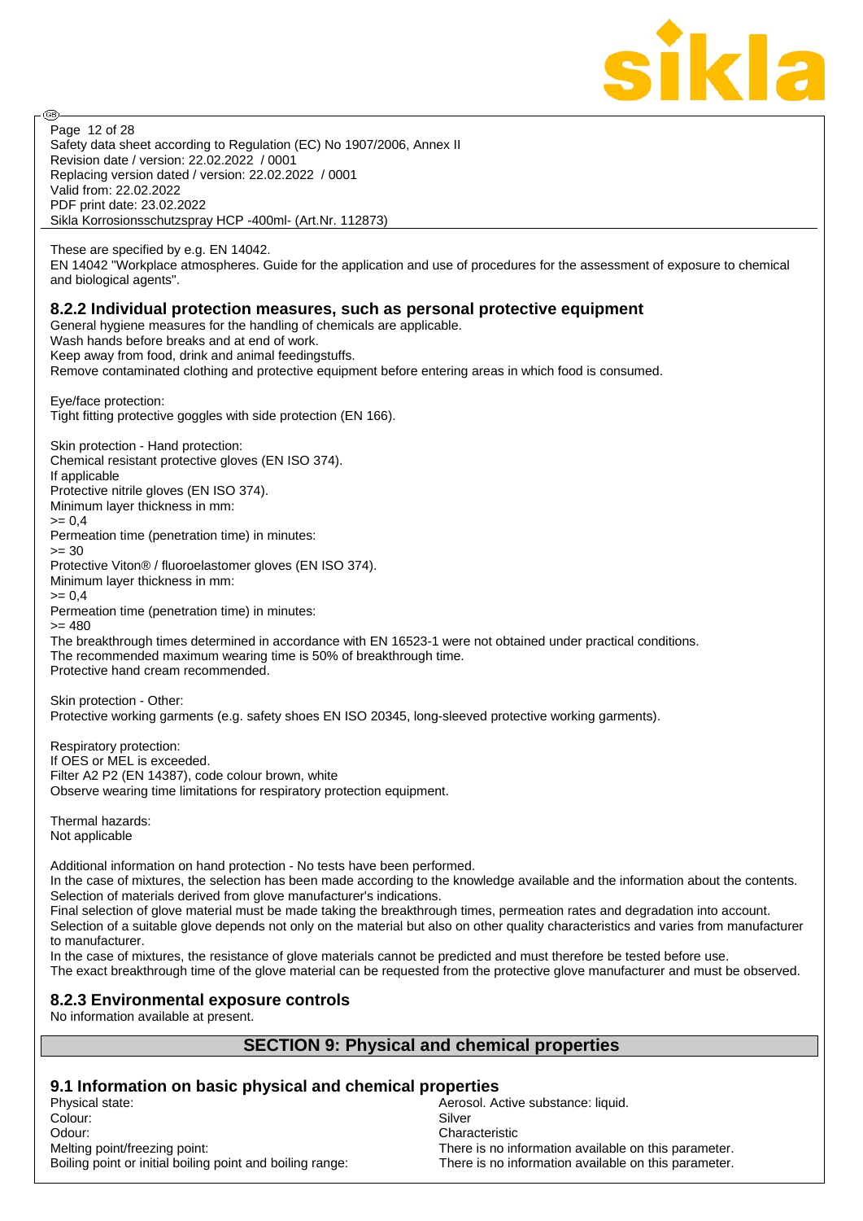These are specified by e.g. EN 14042.
EN 14042 "Workplace atmospheres. Guide for the application and use of procedures for the assessment of exposure to chemical and biological agents".

### 8.2.2 Individual protection measures, such as personal protective equipment

General hygiene measures for the handling of chemicals are applicable.
Wash hands before breaks and at end of work.
Keep away from food, drink and animal feedingstuffs.
Remove contaminated clothing and protective equipment before entering areas in which food is consumed.

Eye/face protection:
Tight fitting protective goggles with side protection (EN 166).

Skin protection - Hand protection:
Chemical resistant protective gloves (EN ISO 374).
If applicable
Protective nitrile gloves (EN ISO 374).
Minimum layer thickness in mm:
>= 0,4
Permeation time (penetration time) in minutes:
>= 30
Protective Viton® / fluoroelastomer gloves (EN ISO 374).
Minimum layer thickness in mm:
>= 0,4
Permeation time (penetration time) in minutes:
>= 480
The breakthrough times determined in accordance with EN 16523-1 were not obtained under practical conditions.
The recommended maximum wearing time is 50% of breakthrough time.
Protective hand cream recommended.

Skin protection - Other:
Protective working garments (e.g. safety shoes EN ISO 20345, long-sleeved protective working garments).

Respiratory protection:
If OES or MEL is exceeded.
Filter A2 P2 (EN 14387), code colour brown, white
Observe wearing time limitations for respiratory protection equipment.

Thermal hazards:
Not applicable

Additional information on hand protection - No tests have been performed.
In the case of mixtures, the selection has been made according to the knowledge available and the information about the contents.
Selection of materials derived from glove manufacturer's indications.
Final selection of glove material must be made taking the breakthrough times, permeation rates and degradation into account.
Selection of a suitable glove depends not only on the material but also on other quality characteristics and varies from manufacturer to manufacturer.
In the case of mixtures, the resistance of glove materials cannot be predicted and must therefore be tested before use.
The exact breakthrough time of the glove material can be requested from the protective glove manufacturer and must be observed.

### 8.2.3 Environmental exposure controls

No information available at present.

## SECTION 9: Physical and chemical properties

### 9.1 Information on basic physical and chemical properties

| | |
|---|---|
| Physical state: | Aerosol. Active substance: liquid. |
| Colour: | Silver |
| Odour: | Characteristic |
| Melting point/freezing point: | There is no information available on this parameter. |
| Boiling point or initial boiling point and boiling range: | There is no information available on this parameter. |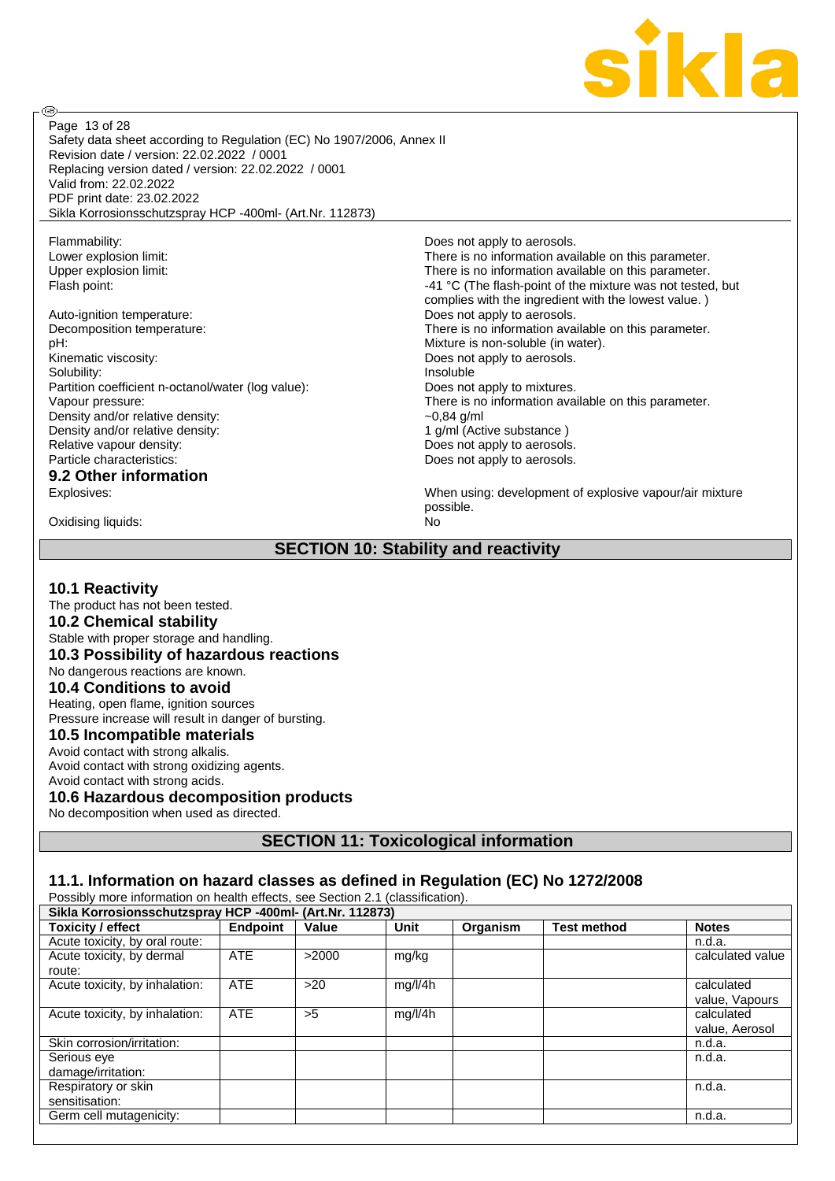| | |
|---|---|
| Flammability: | Does not apply to aerosols. |
| Lower explosion limit: | There is no information available on this parameter. |
| Upper explosion limit: | There is no information available on this parameter. |
| Flash point: | -41 °C (The flash-point of the mixture was not tested, but complies with the ingredient with the lowest value. ) |
| Auto-ignition temperature: | Does not apply to aerosols. |
| Decomposition temperature: | There is no information available on this parameter. |
| pH: | Mixture is non-soluble (in water). |
| Kinematic viscosity: | Does not apply to aerosols. |
| Solubility: | Insoluble |
| Partition coefficient n-octanol/water (log value): | Does not apply to mixtures. |
| Vapour pressure: | There is no information available on this parameter. |
| Density and/or relative density: | ~0,84 g/ml |
| Density and/or relative density: | 1 g/ml (Active substance ) |
| Relative vapour density: | Does not apply to aerosols. |
| Particle characteristics: | Does not apply to aerosols. |

### 9.2 Other information

| | |
|---|---|
| Explosives: | When using: development of explosive vapour/air mixture possible. |
| Oxidising liquids: | No |

## SECTION 10: Stability and reactivity

### 10.1 Reactivity
The product has not been tested.

### 10.2 Chemical stability
Stable with proper storage and handling.

### 10.3 Possibility of hazardous reactions
No dangerous reactions are known.

### 10.4 Conditions to avoid
Heating, open flame, ignition sources

Pressure increase will result in danger of bursting.

### 10.5 Incompatible materials
Avoid contact with strong alkalis.

Avoid contact with strong oxidizing agents.

Avoid contact with strong acids.

### 10.6 Hazardous decomposition products
No decomposition when used as directed.

## SECTION 11: Toxicological information

### 11.1. Information on hazard classes as defined in Regulation (EC) No 1272/2008
Possibly more information on health effects, see Section 2.1 (classification).

| Sikla Korrosionsschutzspray HCP -400ml- (Art.Nr. 112873) | | | | | | |
|---|---|---|---|---|---|---|
| **Toxicity / effect** | **Endpoint** | **Value** | **Unit** | **Organism** | **Test method** | **Notes** |
| Acute toxicity, by oral route: | | | | | | n.d.a. |
| Acute toxicity, by dermal route: | ATE | >2000 | mg/kg | | | calculated value |
| Acute toxicity, by inhalation: | ATE | >20 | mg/l/4h | | | calculated value, Vapours |
| Acute toxicity, by inhalation: | ATE | >5 | mg/l/4h | | | calculated value, Aerosol |
| Skin corrosion/irritation: | | | | | | n.d.a. |
| Serious eye damage/irritation: | | | | | | n.d.a. |
| Respiratory or skin sensitisation: | | | | | | n.d.a. |
| Germ cell mutagenicity: | | | | | | n.d.a. |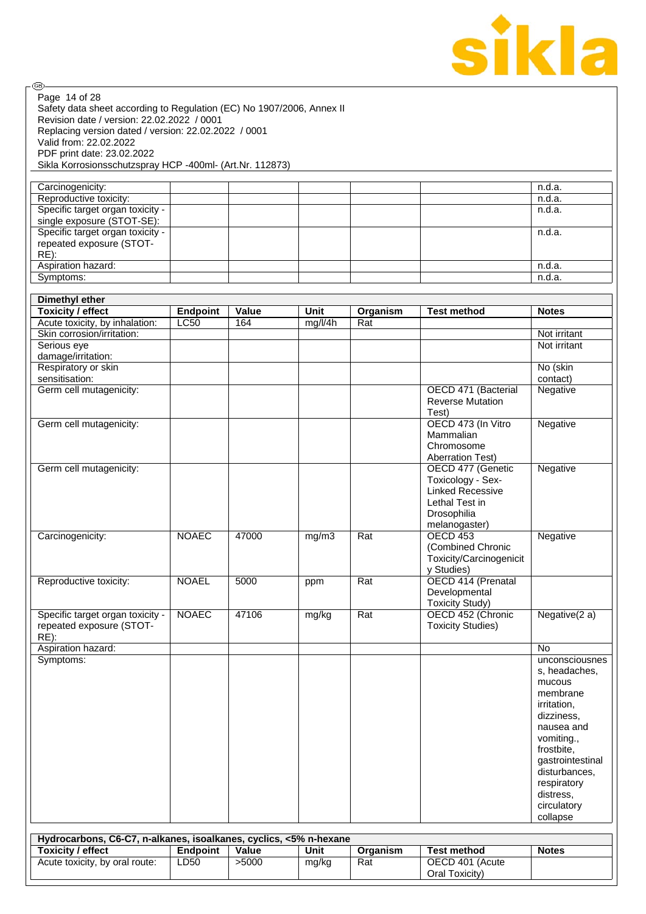| Carcinogenicity: | | | | | | n.d.a. |
|---|---|---|---|---|---|---|
| Reproductive toxicity: | | | | | | n.d.a. |
| Specific target organ toxicity - single exposure (STOT-SE): | | | | | | n.d.a. |
| Specific target organ toxicity - repeated exposure (STOT-RE): | | | | | | n.d.a. |
| Aspiration hazard: | | | | | | n.d.a. |
| Symptoms: | | | | | | n.d.a. |

| Dimethyl ether | | | | | | |
|---|---|---|---|---|---|---|
| **Toxicity / effect** | **Endpoint** | **Value** | **Unit** | **Organism** | **Test method** | **Notes** |
| Acute toxicity, by inhalation: | LC50 | 164 | mg/l/4h | Rat | | |
| Skin corrosion/irritation: | | | | | | Not irritant |
| Serious eye damage/irritation: | | | | | | Not irritant |
| Respiratory or skin sensitisation: | | | | | | No (skin contact) |
| Germ cell mutagenicity: | | | | | OECD 471 (Bacterial Reverse Mutation Test) | Negative |
| Germ cell mutagenicity: | | | | | OECD 473 (In Vitro Mammalian Chromosome Aberration Test) | Negative |
| Germ cell mutagenicity: | | | | | OECD 477 (Genetic Toxicology - Sex-Linked Recessive Lethal Test in Drosophilia melanogaster) | Negative |
| Carcinogenicity: | NOAEC | 47000 | mg/m3 | Rat | OECD 453 (Combined Chronic Toxicity/Carcinogenicity Studies) | Negative |
| Reproductive toxicity: | NOAEL | 5000 | ppm | Rat | OECD 414 (Prenatal Developmental Toxicity Study) | |
| Specific target organ toxicity - repeated exposure (STOT-RE): | NOAEC | 47106 | mg/kg | Rat | OECD 452 (Chronic Toxicity Studies) | Negative(2 a) |
| Aspiration hazard: | | | | | | No |
| Symptoms: | | | | | | unconsciousness, headaches, mucous membrane irritation, dizziness, nausea and vomiting., frostbite, gastrointestinal disturbances, respiratory distress, circulatory collapse |

| Hydrocarbons, C6-C7, n-alkanes, isoalkanes, cyclics, <5% n-hexane | | | | | | |
|---|---|---|---|---|---|---|
| **Toxicity / effect** | **Endpoint** | **Value** | **Unit** | **Organism** | **Test method** | **Notes** |
| Acute toxicity, by oral route: | LD50 | >5000 | mg/kg | Rat | OECD 401 (Acute Oral Toxicity) | |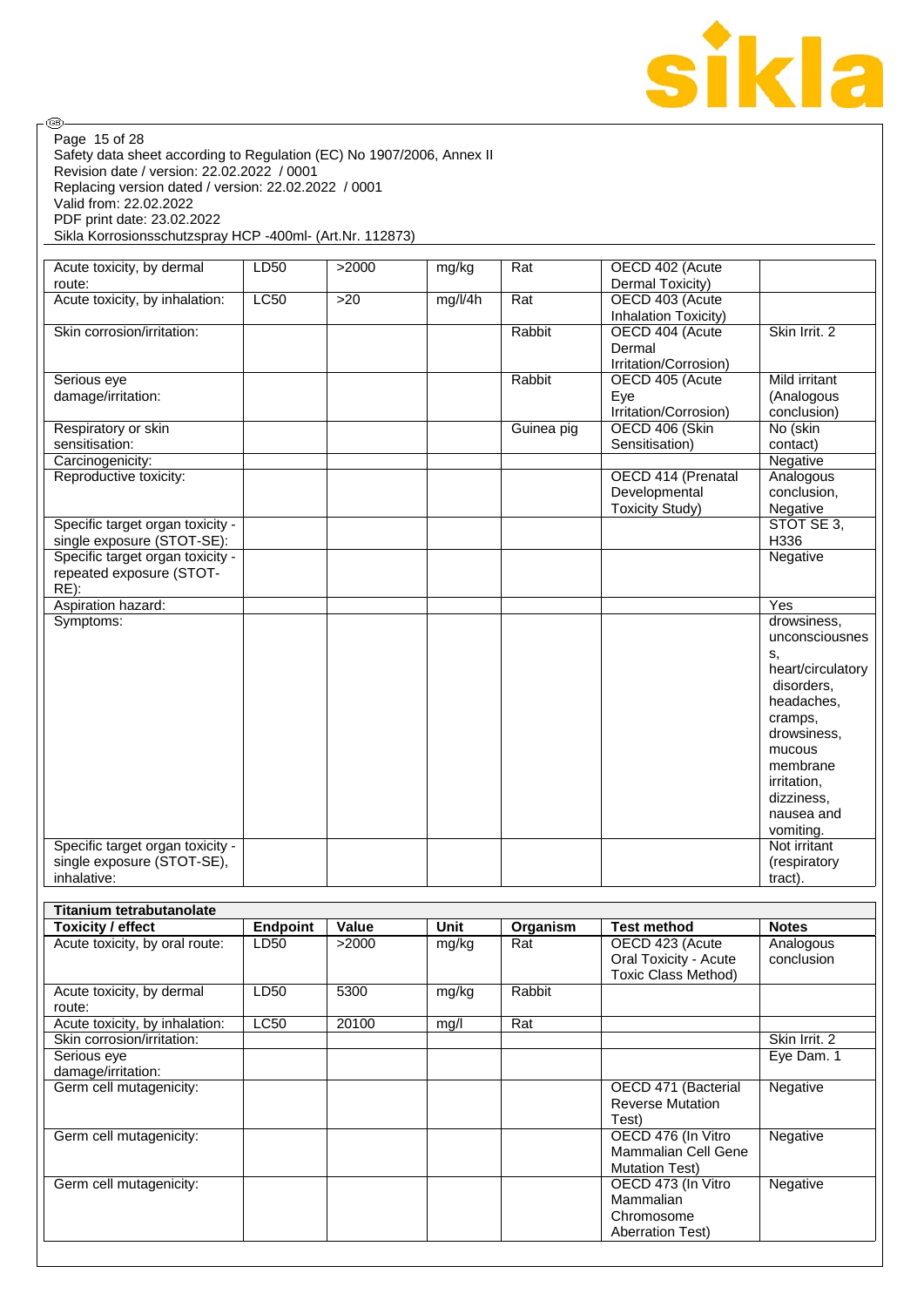| | | | | | | |
|---|---|---|---|---|---|---|
| Acute toxicity, by dermal route: | LD50 | >2000 | mg/kg | Rat | OECD 402 (Acute Dermal Toxicity) | |
| Acute toxicity, by inhalation: | LC50 | >20 | mg/l/4h | Rat | OECD 403 (Acute Inhalation Toxicity) | |
| Skin corrosion/irritation: | | | | Rabbit | OECD 404 (Acute Dermal Irritation/Corrosion) | Skin Irrit. 2 |
| Serious eye damage/irritation: | | | | Rabbit | OECD 405 (Acute Eye Irritation/Corrosion) | Mild irritant (Analogous conclusion) |
| Respiratory or skin sensitisation: | | | | Guinea pig | OECD 406 (Skin Sensitisation) | No (skin contact) |
| Carcinogenicity: | | | | | | Negative |
| Reproductive toxicity: | | | | | OECD 414 (Prenatal Developmental Toxicity Study) | Analogous conclusion, Negative |
| Specific target organ toxicity - single exposure (STOT-SE): | | | | | | STOT SE 3, H336 |
| Specific target organ toxicity - repeated exposure (STOT-RE): | | | | | | Negative |
| Aspiration hazard: | | | | | | Yes |
| Symptoms: | | | | | | drowsiness, unconsciousness, heart/circulatory disorders, headaches, cramps, drowsiness, mucous membrane irritation, dizziness, nausea and vomiting. |
| Specific target organ toxicity - single exposure (STOT-SE), inhalative: | | | | | | Not irritant (respiratory tract). |

| **Titanium tetrabutanolate** | | | | | | |
|---|---|---|---|---|---|---|
| **Toxicity / effect** | **Endpoint** | **Value** | **Unit** | **Organism** | **Test method** | **Notes** |
| Acute toxicity, by oral route: | LD50 | >2000 | mg/kg | Rat | OECD 423 (Acute Oral Toxicity - Acute Toxic Class Method) | Analogous conclusion |
| Acute toxicity, by dermal route: | LD50 | 5300 | mg/kg | Rabbit | | |
| Acute toxicity, by inhalation: | LC50 | 20100 | mg/l | Rat | | |
| Skin corrosion/irritation: | | | | | | Skin Irrit. 2 |
| Serious eye damage/irritation: | | | | | | Eye Dam. 1 |
| Germ cell mutagenicity: | | | | | OECD 471 (Bacterial Reverse Mutation Test) | Negative |
| Germ cell mutagenicity: | | | | | OECD 476 (In Vitro Mammalian Cell Gene Mutation Test) | Negative |
| Germ cell mutagenicity: | | | | | OECD 473 (In Vitro Mammalian Chromosome Aberration Test) | Negative |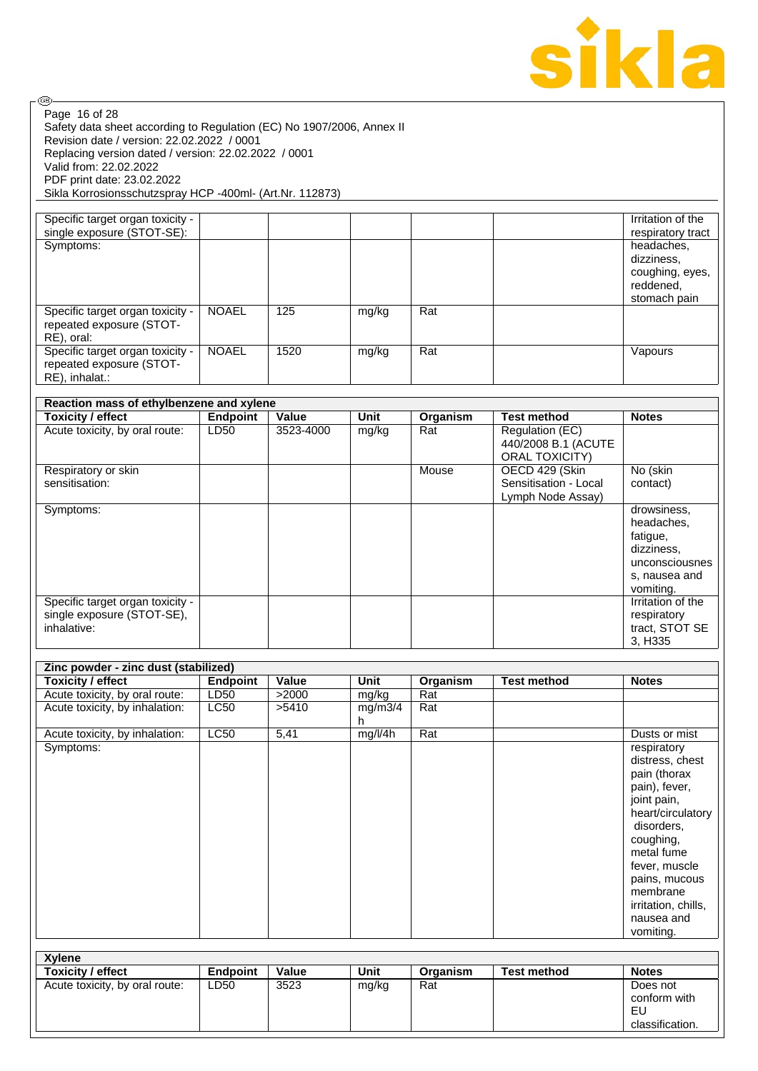| | | | | | | |
|---|---|---|---|---|---|---|
| Specific target organ toxicity - single exposure (STOT-SE): | | | | | | Irritation of the respiratory tract |
| Symptoms: | | | | | | headaches, dizziness, coughing, eyes, reddened, stomach pain |
| Specific target organ toxicity - repeated exposure (STOT-RE), oral: | NOAEL | 125 | mg/kg | Rat | | |
| Specific target organ toxicity - repeated exposure (STOT-RE), inhalat.: | NOAEL | 1520 | mg/kg | Rat | | Vapours |

| **Reaction mass of ethylbenzene and xylene** | | | | | | |
|---|---|---|---|---|---|---|
| **Toxicity / effect** | **Endpoint** | **Value** | **Unit** | **Organism** | **Test method** | **Notes** |
| Acute toxicity, by oral route: | LD50 | 3523-4000 | mg/kg | Rat | Regulation (EC) 440/2008 B.1 (ACUTE ORAL TOXICITY) | |
| Respiratory or skin sensitisation: | | | | Mouse | OECD 429 (Skin Sensitisation - Local Lymph Node Assay) | No (skin contact) |
| Symptoms: | | | | | | drowsiness, headaches, fatigue, dizziness, unconsciousness, nausea and vomiting. |
| Specific target organ toxicity - single exposure (STOT-SE), inhalative: | | | | | | Irritation of the respiratory tract, STOT SE 3, H335 |

| **Zinc powder - zinc dust (stabilized)** | | | | | | |
|---|---|---|---|---|---|---|
| **Toxicity / effect** | **Endpoint** | **Value** | **Unit** | **Organism** | **Test method** | **Notes** |
| Acute toxicity, by oral route: | LD50 | >2000 | mg/kg | Rat | | |
| Acute toxicity, by inhalation: | LC50 | >5410 | mg/m3/4h | Rat | | |
| Acute toxicity, by inhalation: | LC50 | 5,41 | mg/l/4h | Rat | | Dusts or mist |
| Symptoms: | | | | | | respiratory distress, chest pain (thorax pain), fever, joint pain, heart/circulatory disorders, coughing, metal fume fever, muscle pains, mucous membrane irritation, chills, nausea and vomiting. |

| **Xylene** | | | | | | |
|---|---|---|---|---|---|---|
| **Toxicity / effect** | **Endpoint** | **Value** | **Unit** | **Organism** | **Test method** | **Notes** |
| Acute toxicity, by oral route: | LD50 | 3523 | mg/kg | Rat | | Does not conform with EU classification. |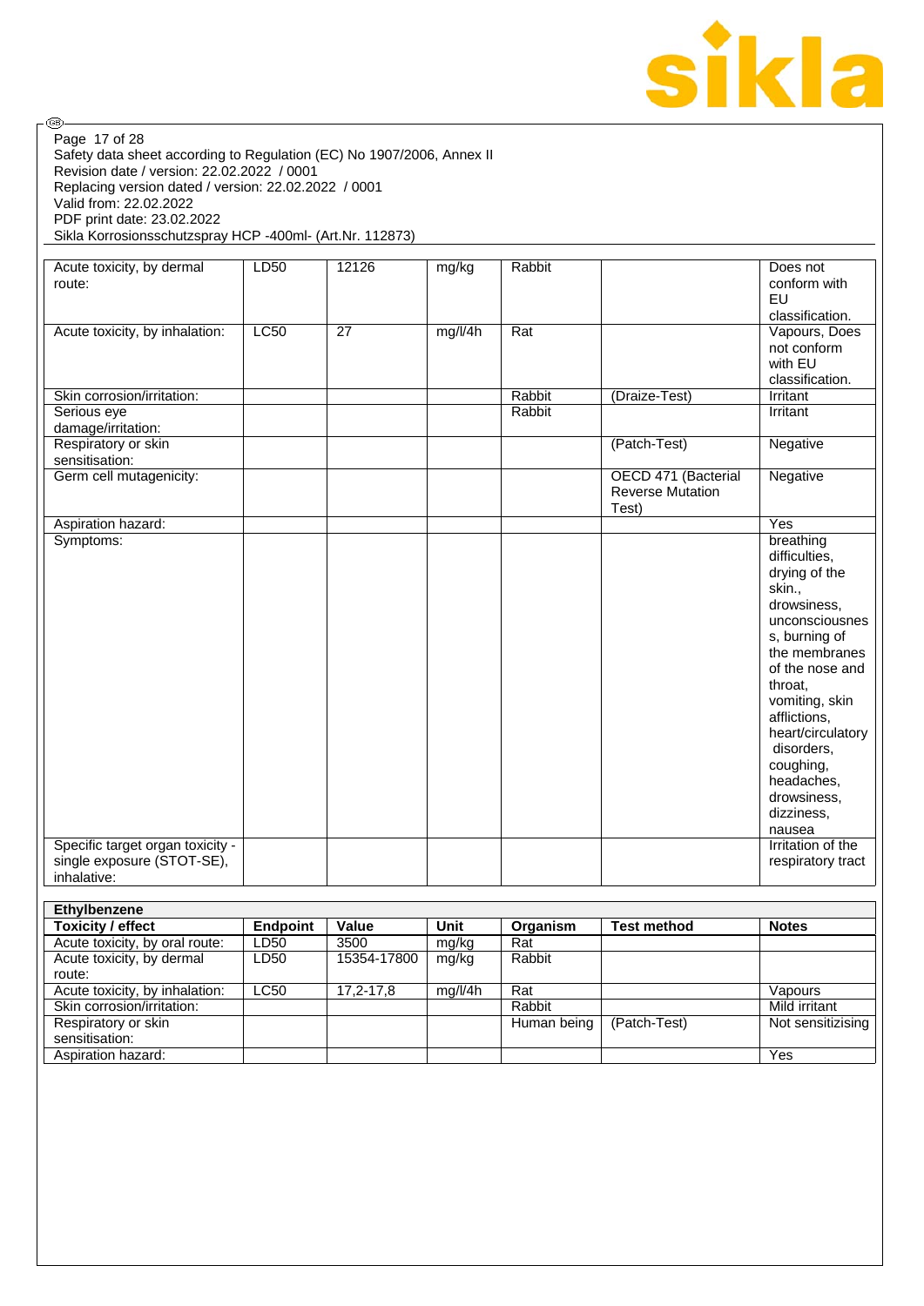| | | | | | | |
|---|---|---|---|---|---|---|
| Acute toxicity, by dermal route: | LD50 | 12126 | mg/kg | Rabbit | | Does not conform with EU classification. |
| Acute toxicity, by inhalation: | LC50 | 27 | mg/l/4h | Rat | | Vapours, Does not conform with EU classification. |
| Skin corrosion/irritation: | | | | Rabbit | (Draize-Test) | Irritant |
| Serious eye damage/irritation: | | | | Rabbit | | Irritant |
| Respiratory or skin sensitisation: | | | | | (Patch-Test) | Negative |
| Germ cell mutagenicity: | | | | | OECD 471 (Bacterial Reverse Mutation Test) | Negative |
| Aspiration hazard: | | | | | | Yes |
| Symptoms: | | | | | | breathing difficulties, drying of the skin., drowsiness, unconsciousness, burning of the membranes of the nose and throat, vomiting, skin afflictions, heart/circulatory disorders, coughing, headaches, drowsiness, dizziness, nausea |
| Specific target organ toxicity - single exposure (STOT-SE), inhalative: | | | | | | Irritation of the respiratory tract |

| **Ethylbenzene** | | | | | | |
|---|---|---|---|---|---|---|
| **Toxicity / effect** | **Endpoint** | **Value** | **Unit** | **Organism** | **Test method** | **Notes** |
| Acute toxicity, by oral route: | LD50 | 3500 | mg/kg | Rat | | |
| Acute toxicity, by dermal route: | LD50 | 15354-17800 | mg/kg | Rabbit | | |
| Acute toxicity, by inhalation: | LC50 | 17,2-17,8 | mg/l/4h | Rat | | Vapours |
| Skin corrosion/irritation: | | | | Rabbit | | Mild irritant |
| Respiratory or skin sensitisation: | | | | Human being | (Patch-Test) | Not sensitizising |
| Aspiration hazard: | | | | | | Yes |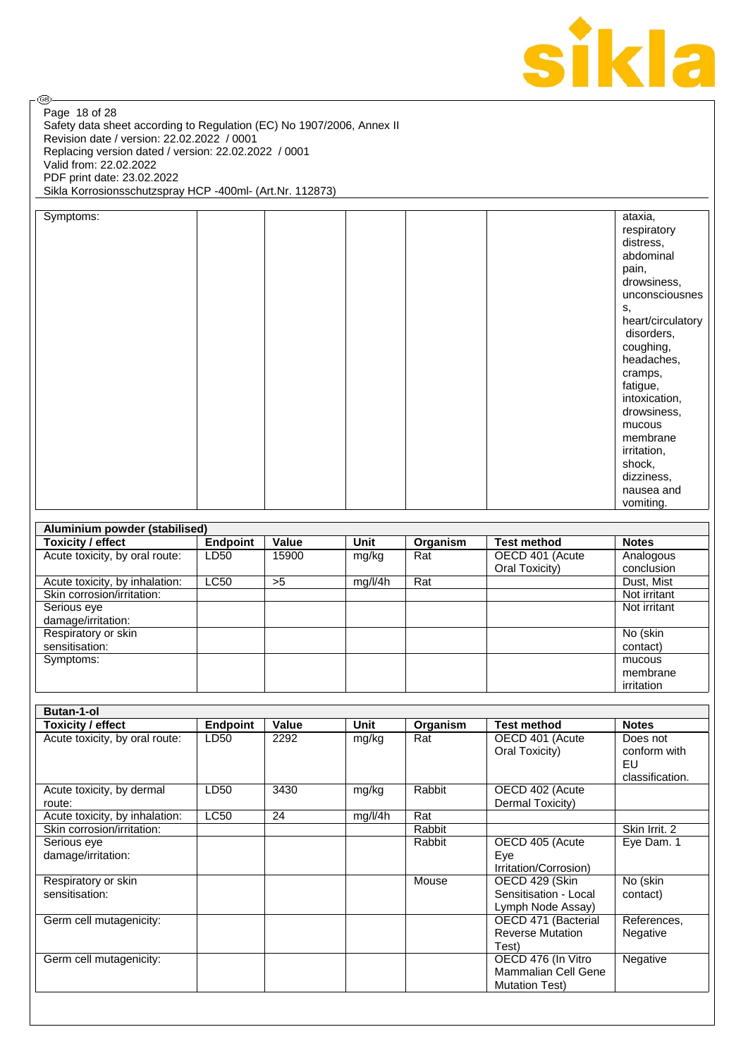| Symptoms: | | | | | | ataxia, respiratory distress, abdominal pain, drowsiness, unconsciousness, heart/circulatory disorders, coughing, headaches, cramps, fatigue, intoxication, drowsiness, mucous membrane irritation, shock, dizziness, nausea and vomiting. |
|---|---|---|---|---|---|---|

| Aluminium powder (stabilised) | | | | | | |
|---|---|---|---|---|---|---|
| **Toxicity / effect** | **Endpoint** | **Value** | **Unit** | **Organism** | **Test method** | **Notes** |
| Acute toxicity, by oral route: | LD50 | 15900 | mg/kg | Rat | OECD 401 (Acute Oral Toxicity) | Analogous conclusion |
| Acute toxicity, by inhalation: | LC50 | >5 | mg/l/4h | Rat | | Dust, Mist |
| Skin corrosion/irritation: | | | | | | Not irritant |
| Serious eye damage/irritation: | | | | | | Not irritant |
| Respiratory or skin sensitisation: | | | | | | No (skin contact) |
| Symptoms: | | | | | | mucous membrane irritation |

| Butan-1-ol | | | | | | |
|---|---|---|---|---|---|---|
| **Toxicity / effect** | **Endpoint** | **Value** | **Unit** | **Organism** | **Test method** | **Notes** |
| Acute toxicity, by oral route: | LD50 | 2292 | mg/kg | Rat | OECD 401 (Acute Oral Toxicity) | Does not conform with EU classification. |
| Acute toxicity, by dermal route: | LD50 | 3430 | mg/kg | Rabbit | OECD 402 (Acute Dermal Toxicity) | |
| Acute toxicity, by inhalation: | LC50 | 24 | mg/l/4h | Rat | | |
| Skin corrosion/irritation: | | | | Rabbit | | Skin Irrit. 2 |
| Serious eye damage/irritation: | | | | Rabbit | OECD 405 (Acute Eye Irritation/Corrosion) | Eye Dam. 1 |
| Respiratory or skin sensitisation: | | | | Mouse | OECD 429 (Skin Sensitisation - Local Lymph Node Assay) | No (skin contact) |
| Germ cell mutagenicity: | | | | | OECD 471 (Bacterial Reverse Mutation Test) | References, Negative |
| Germ cell mutagenicity: | | | | | OECD 476 (In Vitro Mammalian Cell Gene Mutation Test) | Negative |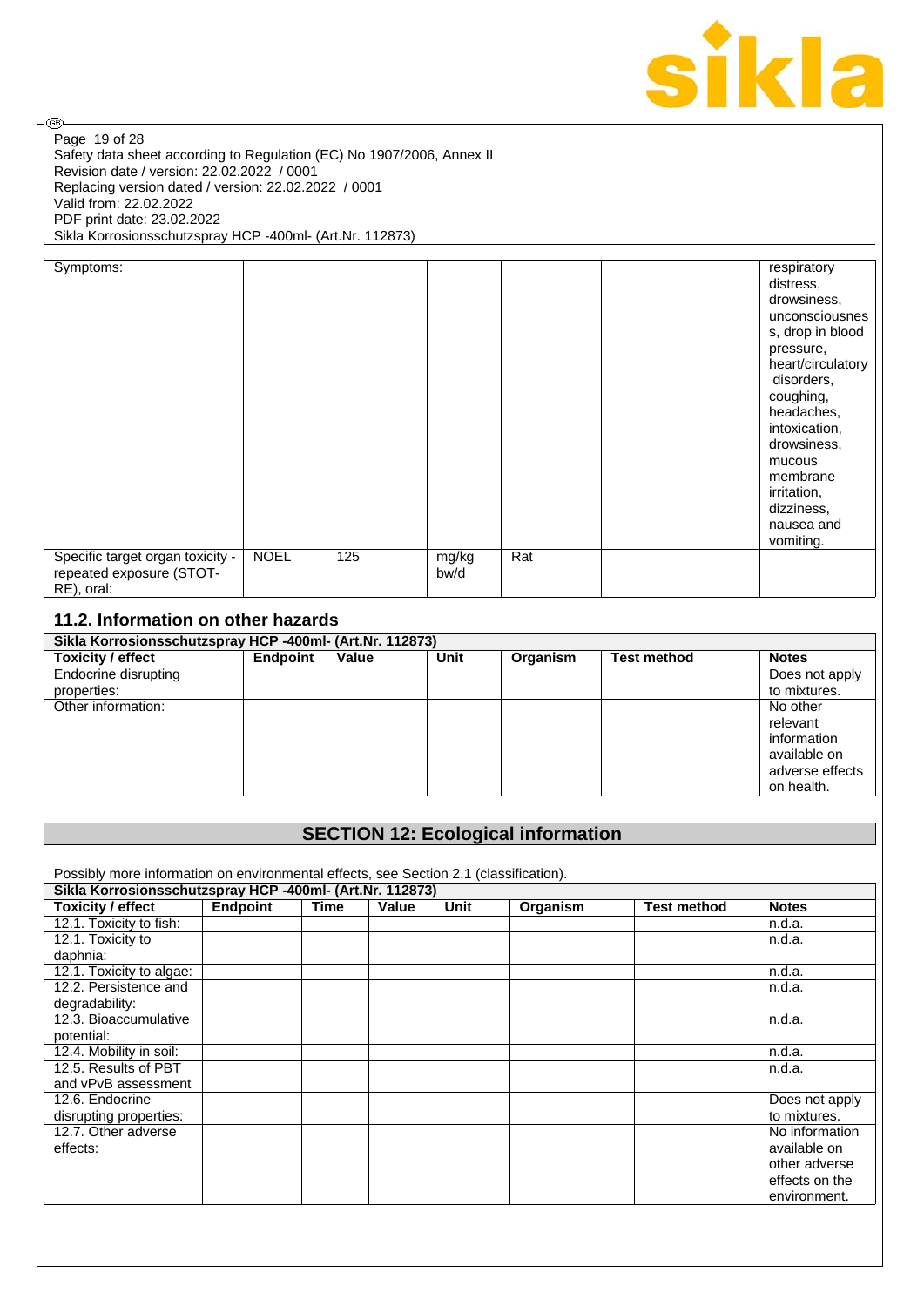| | | | | | | |
|---|---|---|---|---|---|---|
| Symptoms: | | | | | | respiratory distress, drowsiness, unconsciousness, drop in blood pressure, heart/circulatory disorders, coughing, headaches, intoxication, drowsiness, mucous membrane irritation, dizziness, nausea and vomiting. |
| Specific target organ toxicity - repeated exposure (STOT-RE), oral: | NOEL | 125 | mg/kg bw/d | Rat | | |

### 11.2. Information on other hazards

| Sikla Korrosionsschutzspray HCP -400ml- (Art.Nr. 112873) | | | | | | |
|---|---|---|---|---|---|---|
| **Toxicity / effect** | **Endpoint** | **Value** | **Unit** | **Organism** | **Test method** | **Notes** |
| Endocrine disrupting properties: | | | | | | Does not apply to mixtures. |
| Other information: | | | | | | No other relevant information available on adverse effects on health. |

## SECTION 12: Ecological information

Possibly more information on environmental effects, see Section 2.1 (classification).

| Sikla Korrosionsschutzspray HCP -400ml- (Art.Nr. 112873) | | | | | | | |
|---|---|---|---|---|---|---|---|
| **Toxicity / effect** | **Endpoint** | **Time** | **Value** | **Unit** | **Organism** | **Test method** | **Notes** |
| 12.1. Toxicity to fish: | | | | | | | n.d.a. |
| 12.1. Toxicity to daphnia: | | | | | | | n.d.a. |
| 12.1. Toxicity to algae: | | | | | | | n.d.a. |
| 12.2. Persistence and degradability: | | | | | | | n.d.a. |
| 12.3. Bioaccumulative potential: | | | | | | | n.d.a. |
| 12.4. Mobility in soil: | | | | | | | n.d.a. |
| 12.5. Results of PBT and vPvB assessment | | | | | | | n.d.a. |
| 12.6. Endocrine disrupting properties: | | | | | | | Does not apply to mixtures. |
| 12.7. Other adverse effects: | | | | | | | No information available on other adverse effects on the environment. |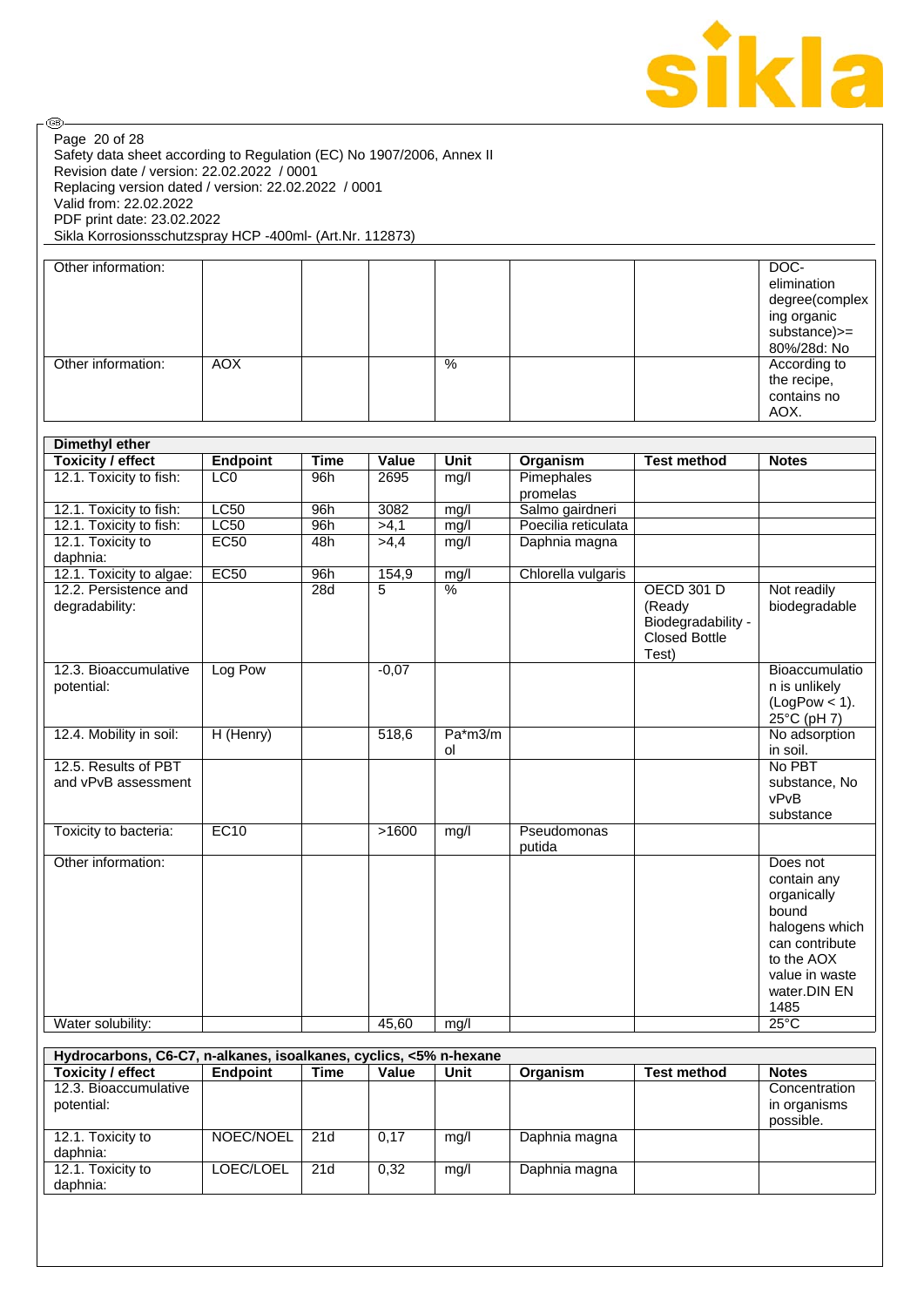| | | | | | | | |
|---|---|---|---|---|---|---|---|
| Other information: | | | | | | | DOC-elimination degree(complexing organic substance)>= 80%/28d: No |
| Other information: | AOX | | | % | | | According to the recipe, contains no AOX. |

| Dimethyl ether | | | | | | | |
|---|---|---|---|---|---|---|---|
| **Toxicity / effect** | **Endpoint** | **Time** | **Value** | **Unit** | **Organism** | **Test method** | **Notes** |
| 12.1. Toxicity to fish: | LC0 | 96h | 2695 | mg/l | Pimephales promelas | | |
| 12.1. Toxicity to fish: | LC50 | 96h | 3082 | mg/l | Salmo gairdneri | | |
| 12.1. Toxicity to fish: | LC50 | 96h | >4,1 | mg/l | Poecilia reticulata | | |
| 12.1. Toxicity to daphnia: | EC50 | 48h | >4,4 | mg/l | Daphnia magna | | |
| 12.1. Toxicity to algae: | EC50 | 96h | 154,9 | mg/l | Chlorella vulgaris | | |
| 12.2. Persistence and degradability: | | 28d | 5 | % | | OECD 301 D (Ready Biodegradability - Closed Bottle Test) | Not readily biodegradable |
| 12.3. Bioaccumulative potential: | Log Pow | | -0,07 | | | | Bioaccumulation is unlikely (LogPow < 1). 25°C (pH 7) |
| 12.4. Mobility in soil: | H (Henry) | | 518,6 | Pa*m3/mol | | | No adsorption in soil. |
| 12.5. Results of PBT and vPvB assessment | | | | | | | No PBT substance, No vPvB substance |
| Toxicity to bacteria: | EC10 | | >1600 | mg/l | Pseudomonas putida | | |
| Other information: | | | | | | | Does not contain any organically bound halogens which can contribute to the AOX value in waste water.DIN EN 1485 |
| Water solubility: | | | 45,60 | mg/l | | | 25°C |

| Hydrocarbons, C6-C7, n-alkanes, isoalkanes, cyclics, <5% n-hexane | | | | | | | |
|---|---|---|---|---|---|---|---|
| **Toxicity / effect** | **Endpoint** | **Time** | **Value** | **Unit** | **Organism** | **Test method** | **Notes** |
| 12.3. Bioaccumulative potential: | | | | | | | Concentration in organisms possible. |
| 12.1. Toxicity to daphnia: | NOEC/NOEL | 21d | 0,17 | mg/l | Daphnia magna | | |
| 12.1. Toxicity to daphnia: | LOEC/LOEL | 21d | 0,32 | mg/l | Daphnia magna | | |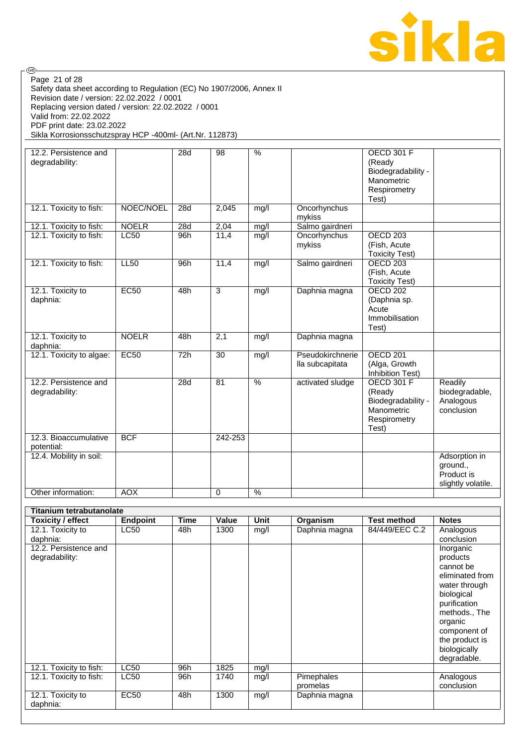| | | | | | | | |
|---|---|---|---|---|---|---|---|
| 12.2. Persistence and degradability: | | 28d | 98 | % | | OECD 301 F (Ready Biodegradability - Manometric Respirometry Test) | |
| 12.1. Toxicity to fish: | NOEC/NOEL | 28d | 2,045 | mg/l | Oncorhynchus mykiss | | |
| 12.1. Toxicity to fish: | NOELR | 28d | 2,04 | mg/l | Salmo gairdneri | | |
| 12.1. Toxicity to fish: | LC50 | 96h | 11,4 | mg/l | Oncorhynchus mykiss | OECD 203 (Fish, Acute Toxicity Test) | |
| 12.1. Toxicity to fish: | LL50 | 96h | 11,4 | mg/l | Salmo gairdneri | OECD 203 (Fish, Acute Toxicity Test) | |
| 12.1. Toxicity to daphnia: | EC50 | 48h | 3 | mg/l | Daphnia magna | OECD 202 (Daphnia sp. Acute Immobilisation Test) | |
| 12.1. Toxicity to daphnia: | NOELR | 48h | 2,1 | mg/l | Daphnia magna | | |
| 12.1. Toxicity to algae: | EC50 | 72h | 30 | mg/l | Pseudokirchneriella subcapitata | OECD 201 (Alga, Growth Inhibition Test) | |
| 12.2. Persistence and degradability: | | 28d | 81 | % | activated sludge | OECD 301 F (Ready Biodegradability - Manometric Respirometry Test) | Readily biodegradable, Analogous conclusion |
| 12.3. Bioaccumulative potential: | BCF | | 242-253 | | | | |
| 12.4. Mobility in soil: | | | | | | | Adsorption in ground., Product is slightly volatile. |
| Other information: | AOX | | 0 | % | | | |

| **Titanium tetrabutanolate** | | | | | | | |
|---|---|---|---|---|---|---|---|
| **Toxicity / effect** | **Endpoint** | **Time** | **Value** | **Unit** | **Organism** | **Test method** | **Notes** |
| 12.1. Toxicity to daphnia: | LC50 | 48h | 1300 | mg/l | Daphnia magna | 84/449/EEC C.2 | Analogous conclusion |
| 12.2. Persistence and degradability: | | | | | | | Inorganic products cannot be eliminated from water through biological purification methods., The organic component of the product is biologically degradable. |
| 12.1. Toxicity to fish: | LC50 | 96h | 1825 | mg/l | | | |
| 12.1. Toxicity to fish: | LC50 | 96h | 1740 | mg/l | Pimephales promelas | | Analogous conclusion |
| 12.1. Toxicity to daphnia: | EC50 | 48h | 1300 | mg/l | Daphnia magna | | |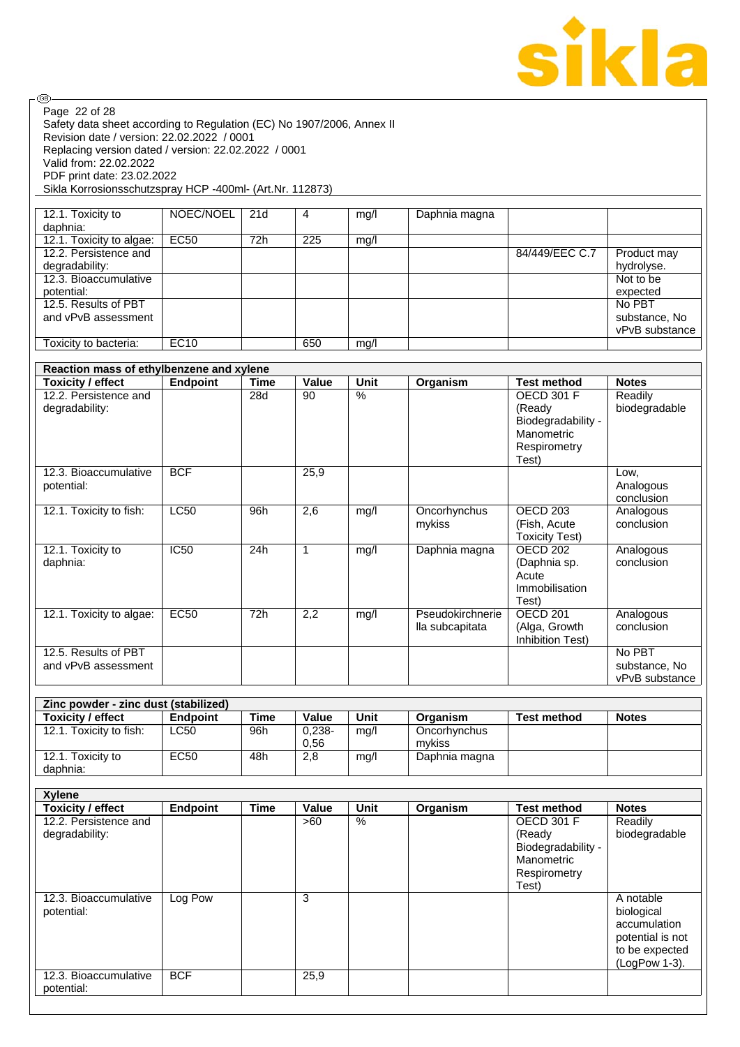| | | | | | | | |
|---|---|---|---|---|---|---|---|
| 12.1. Toxicity to daphnia: | NOEC/NOEL | 21d | 4 | mg/l | Daphnia magna | | |
| 12.1. Toxicity to algae: | EC50 | 72h | 225 | mg/l | | | |
| 12.2. Persistence and degradability: | | | | | | 84/449/EEC C.7 | Product may hydrolyse. |
| 12.3. Bioaccumulative potential: | | | | | | | Not to be expected |
| 12.5. Results of PBT and vPvB assessment | | | | | | | No PBT substance, No vPvB substance |
| Toxicity to bacteria: | EC10 | | 650 | mg/l | | | |

**Reaction mass of ethylbenzene and xylene**

| Toxicity / effect | Endpoint | Time | Value | Unit | Organism | Test method | Notes |
|---|---|---|---|---|---|---|---|
| 12.2. Persistence and degradability: | | 28d | 90 | % | | OECD 301 F (Ready Biodegradability - Manometric Respirometry Test) | Readily biodegradable |
| 12.3. Bioaccumulative potential: | BCF | | 25,9 | | | | Low, Analogous conclusion |
| 12.1. Toxicity to fish: | LC50 | 96h | 2,6 | mg/l | Oncorhynchus mykiss | OECD 203 (Fish, Acute Toxicity Test) | Analogous conclusion |
| 12.1. Toxicity to daphnia: | IC50 | 24h | 1 | mg/l | Daphnia magna | OECD 202 (Daphnia sp. Acute Immobilisation Test) | Analogous conclusion |
| 12.1. Toxicity to algae: | EC50 | 72h | 2,2 | mg/l | Pseudokirchneriella subcapitata | OECD 201 (Alga, Growth Inhibition Test) | Analogous conclusion |
| 12.5. Results of PBT and vPvB assessment | | | | | | | No PBT substance, No vPvB substance |

**Zinc powder - zinc dust (stabilized)**

| Toxicity / effect | Endpoint | Time | Value | Unit | Organism | Test method | Notes |
|---|---|---|---|---|---|---|---|
| 12.1. Toxicity to fish: | LC50 | 96h | 0,238-0,56 | mg/l | Oncorhynchus mykiss | | |
| 12.1. Toxicity to daphnia: | EC50 | 48h | 2,8 | mg/l | Daphnia magna | | |

**Xylene**

| Toxicity / effect | Endpoint | Time | Value | Unit | Organism | Test method | Notes |
|---|---|---|---|---|---|---|---|
| 12.2. Persistence and degradability: | | | >60 | % | | OECD 301 F (Ready Biodegradability - Manometric Respirometry Test) | Readily biodegradable |
| 12.3. Bioaccumulative potential: | Log Pow | | 3 | | | | A notable biological accumulation potential is not to be expected (LogPow 1-3). |
| 12.3. Bioaccumulative potential: | BCF | | 25,9 | | | | |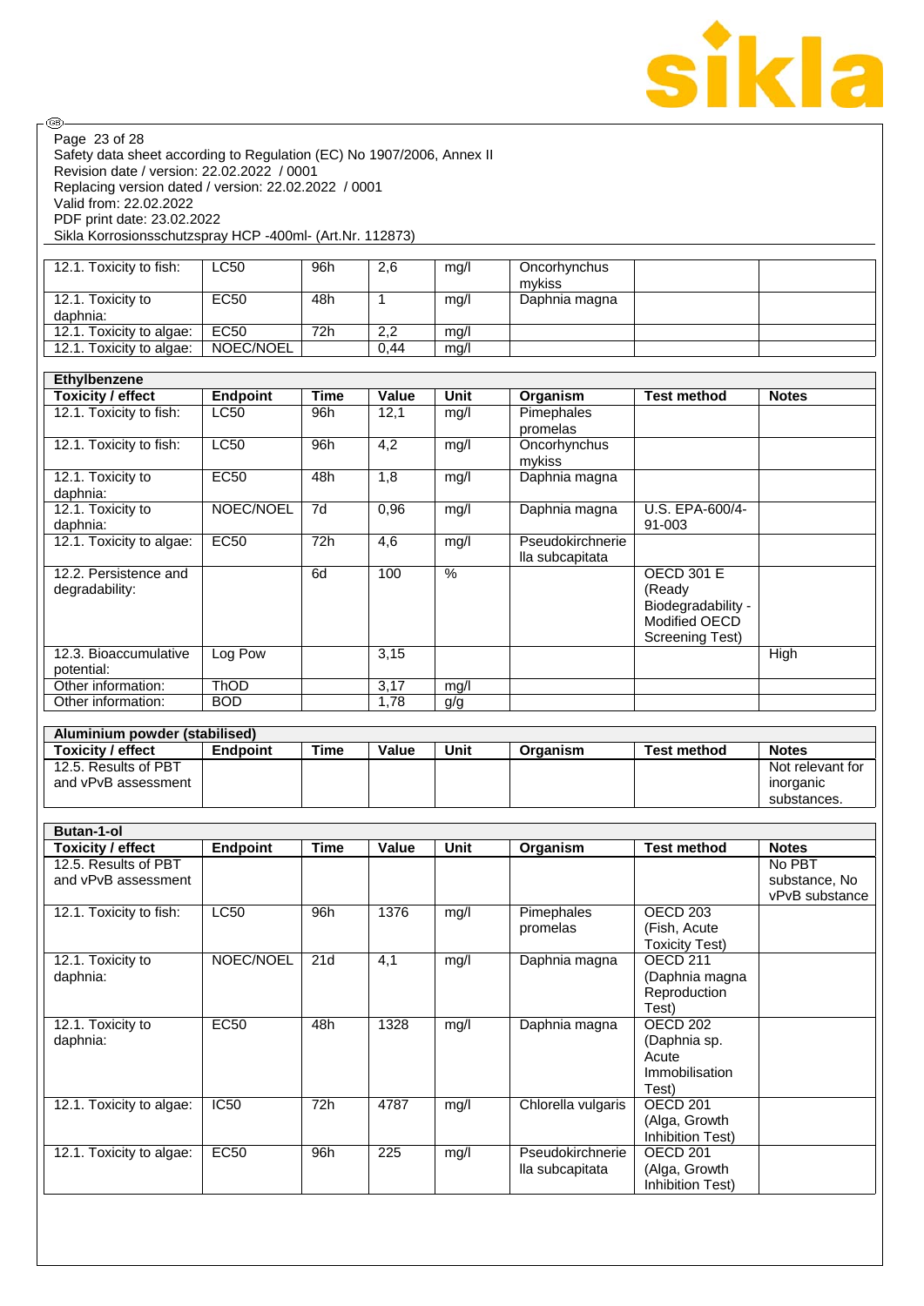| 12.1. Toxicity to fish: | LC50 | 96h | 2,6 | mg/l | Oncorhynchus mykiss | | |
|---|---|---|---|---|---|---|---|
| 12.1. Toxicity to daphnia: | EC50 | 48h | 1 | mg/l | Daphnia magna | | |
| 12.1. Toxicity to algae: | EC50 | 72h | 2,2 | mg/l | | | |
| 12.1. Toxicity to algae: | NOEC/NOEL | | 0,44 | mg/l | | | |

**Ethylbenzene**

| Toxicity / effect | Endpoint | Time | Value | Unit | Organism | Test method | Notes |
|---|---|---|---|---|---|---|---|
| 12.1. Toxicity to fish: | LC50 | 96h | 12,1 | mg/l | Pimephales promelas | | |
| 12.1. Toxicity to fish: | LC50 | 96h | 4,2 | mg/l | Oncorhynchus mykiss | | |
| 12.1. Toxicity to daphnia: | EC50 | 48h | 1,8 | mg/l | Daphnia magna | | |
| 12.1. Toxicity to daphnia: | NOEC/NOEL | 7d | 0,96 | mg/l | Daphnia magna | U.S. EPA-600/4-91-003 | |
| 12.1. Toxicity to algae: | EC50 | 72h | 4,6 | mg/l | Pseudokirchneriella subcapitata | | |
| 12.2. Persistence and degradability: | | 6d | 100 | % | | OECD 301 E (Ready Biodegradability - Modified OECD Screening Test) | |
| 12.3. Bioaccumulative potential: | Log Pow | | 3,15 | | | | High |
| Other information: | ThOD | | 3,17 | mg/l | | | |
| Other information: | BOD | | 1,78 | g/g | | | |

**Aluminium powder (stabilised)**

| Toxicity / effect | Endpoint | Time | Value | Unit | Organism | Test method | Notes |
|---|---|---|---|---|---|---|---|
| 12.5. Results of PBT and vPvB assessment | | | | | | | Not relevant for inorganic substances. |

**Butan-1-ol**

| Toxicity / effect | Endpoint | Time | Value | Unit | Organism | Test method | Notes |
|---|---|---|---|---|---|---|---|
| 12.5. Results of PBT and vPvB assessment | | | | | | | No PBT substance, No vPvB substance |
| 12.1. Toxicity to fish: | LC50 | 96h | 1376 | mg/l | Pimephales promelas | OECD 203 (Fish, Acute Toxicity Test) | |
| 12.1. Toxicity to daphnia: | NOEC/NOEL | 21d | 4,1 | mg/l | Daphnia magna | OECD 211 (Daphnia magna Reproduction Test) | |
| 12.1. Toxicity to daphnia: | EC50 | 48h | 1328 | mg/l | Daphnia magna | OECD 202 (Daphnia sp. Acute Immobilisation Test) | |
| 12.1. Toxicity to algae: | IC50 | 72h | 4787 | mg/l | Chlorella vulgaris | OECD 201 (Alga, Growth Inhibition Test) | |
| 12.1. Toxicity to algae: | EC50 | 96h | 225 | mg/l | Pseudokirchneriella subcapitata | OECD 201 (Alga, Growth Inhibition Test) | |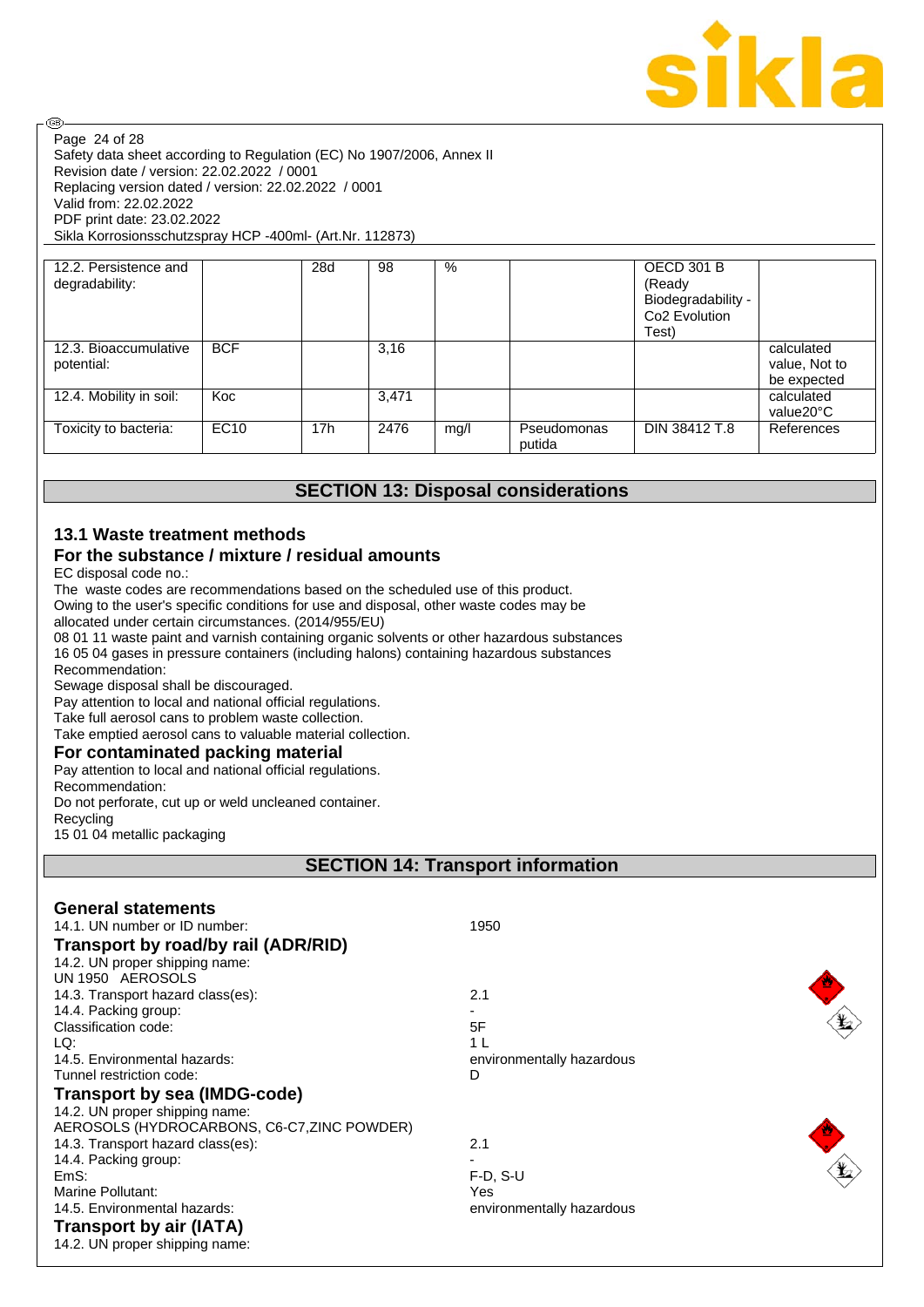| 12.2. Persistence and degradability: | | 28d | 98 | % | | OECD 301 B (Ready Biodegradability - Co2 Evolution Test) | |
|---|---|---|---|---|---|---|---|
| 12.3. Bioaccumulative potential: | BCF | | 3,16 | | | | calculated value, Not to be expected |
| 12.4. Mobility in soil: | Koc | | 3,471 | | | | calculated value20°C |
| Toxicity to bacteria: | EC10 | 17h | 2476 | mg/l | Pseudomonas putida | DIN 38412 T.8 | References |

## SECTION 13: Disposal considerations

### 13.1 Waste treatment methods

### For the substance / mixture / residual amounts

EC disposal code no.:
The waste codes are recommendations based on the scheduled use of this product.
Owing to the user's specific conditions for use and disposal, other waste codes may be allocated under certain circumstances. (2014/955/EU)
08 01 11 waste paint and varnish containing organic solvents or other hazardous substances
16 05 04 gases in pressure containers (including halons) containing hazardous substances
Recommendation:
Sewage disposal shall be discouraged.
Pay attention to local and national official regulations.
Take full aerosol cans to problem waste collection.
Take emptied aerosol cans to valuable material collection.

### For contaminated packing material

Pay attention to local and national official regulations.
Recommendation:
Do not perforate, cut up or weld uncleaned container.
Recycling
15 01 04 metallic packaging

## SECTION 14: Transport information

### General statements

14.1. UN number or ID number: 1950

### Transport by road/by rail (ADR/RID)

14.2. UN proper shipping name:
UN 1950 AEROSOLS
14.3. Transport hazard class(es): 2.1
14.4. Packing group: -
Classification code: 5F
LQ: 1 L
14.5. Environmental hazards: environmentally hazardous
Tunnel restriction code: D

### Transport by sea (IMDG-code)

14.2. UN proper shipping name:
AEROSOLS (HYDROCARBONS, C6-C7,ZINC POWDER)
14.3. Transport hazard class(es): 2.1
14.4. Packing group: -
EmS: F-D, S-U
Marine Pollutant: Yes
14.5. Environmental hazards: environmentally hazardous

### Transport by air (IATA)

14.2. UN proper shipping name: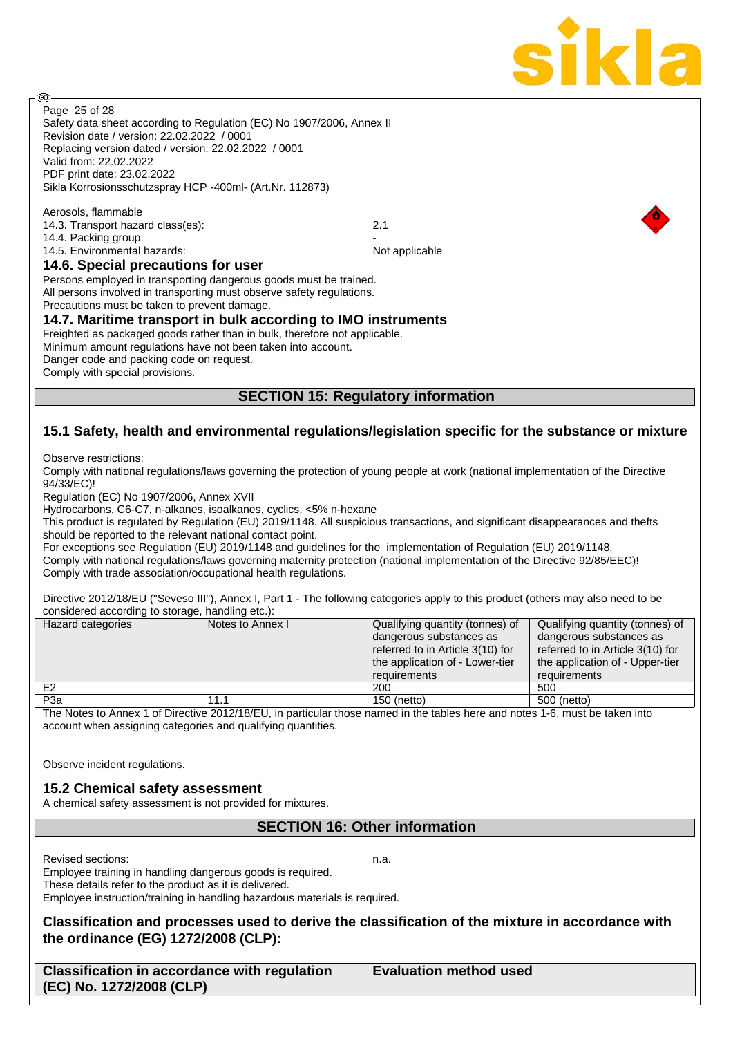Aerosols, flammable

14.3. Transport hazard class(es): 2.1

14.4. Packing group: -

14.5. Environmental hazards: Not applicable

### 14.6. Special precautions for user

Persons employed in transporting dangerous goods must be trained.
All persons involved in transporting must observe safety regulations.
Precautions must be taken to prevent damage.

### 14.7. Maritime transport in bulk according to IMO instruments

Freighted as packaged goods rather than in bulk, therefore not applicable.
Minimum amount regulations have not been taken into account.
Danger code and packing code on request.
Comply with special provisions.

## SECTION 15: Regulatory information

### 15.1 Safety, health and environmental regulations/legislation specific for the substance or mixture

Observe restrictions:
Comply with national regulations/laws governing the protection of young people at work (national implementation of the Directive 94/33/EC)!
Regulation (EC) No 1907/2006, Annex XVII
Hydrocarbons, C6-C7, n-alkanes, isoalkanes, cyclics, <5% n-hexane
This product is regulated by Regulation (EU) 2019/1148. All suspicious transactions, and significant disappearances and thefts should be reported to the relevant national contact point.
For exceptions see Regulation (EU) 2019/1148 and guidelines for the implementation of Regulation (EU) 2019/1148.
Comply with national regulations/laws governing maternity protection (national implementation of the Directive 92/85/EEC)!
Comply with trade association/occupational health regulations.

Directive 2012/18/EU ("Seveso III"), Annex I, Part 1 - The following categories apply to this product (others may also need to be considered according to storage, handling etc.):

| Hazard categories | Notes to Annex I | Qualifying quantity (tonnes) of dangerous substances as referred to in Article 3(10) for the application of - Lower-tier requirements | Qualifying quantity (tonnes) of dangerous substances as referred to in Article 3(10) for the application of - Upper-tier requirements |
|---|---|---|---|
| E2 | | 200 | 500 |
| P3a | 11.1 | 150 (netto) | 500 (netto) |

The Notes to Annex 1 of Directive 2012/18/EU, in particular those named in the tables here and notes 1-6, must be taken into account when assigning categories and qualifying quantities.

Observe incident regulations.

### 15.2 Chemical safety assessment

A chemical safety assessment is not provided for mixtures.

## SECTION 16: Other information

Revised sections: n.a.

Employee training in handling dangerous goods is required.
These details refer to the product as it is delivered.
Employee instruction/training in handling hazardous materials is required.

### Classification and processes used to derive the classification of the mixture in accordance with the ordinance (EG) 1272/2008 (CLP):

| Classification in accordance with regulation (EC) No. 1272/2008 (CLP) | Evaluation method used |
|---|---|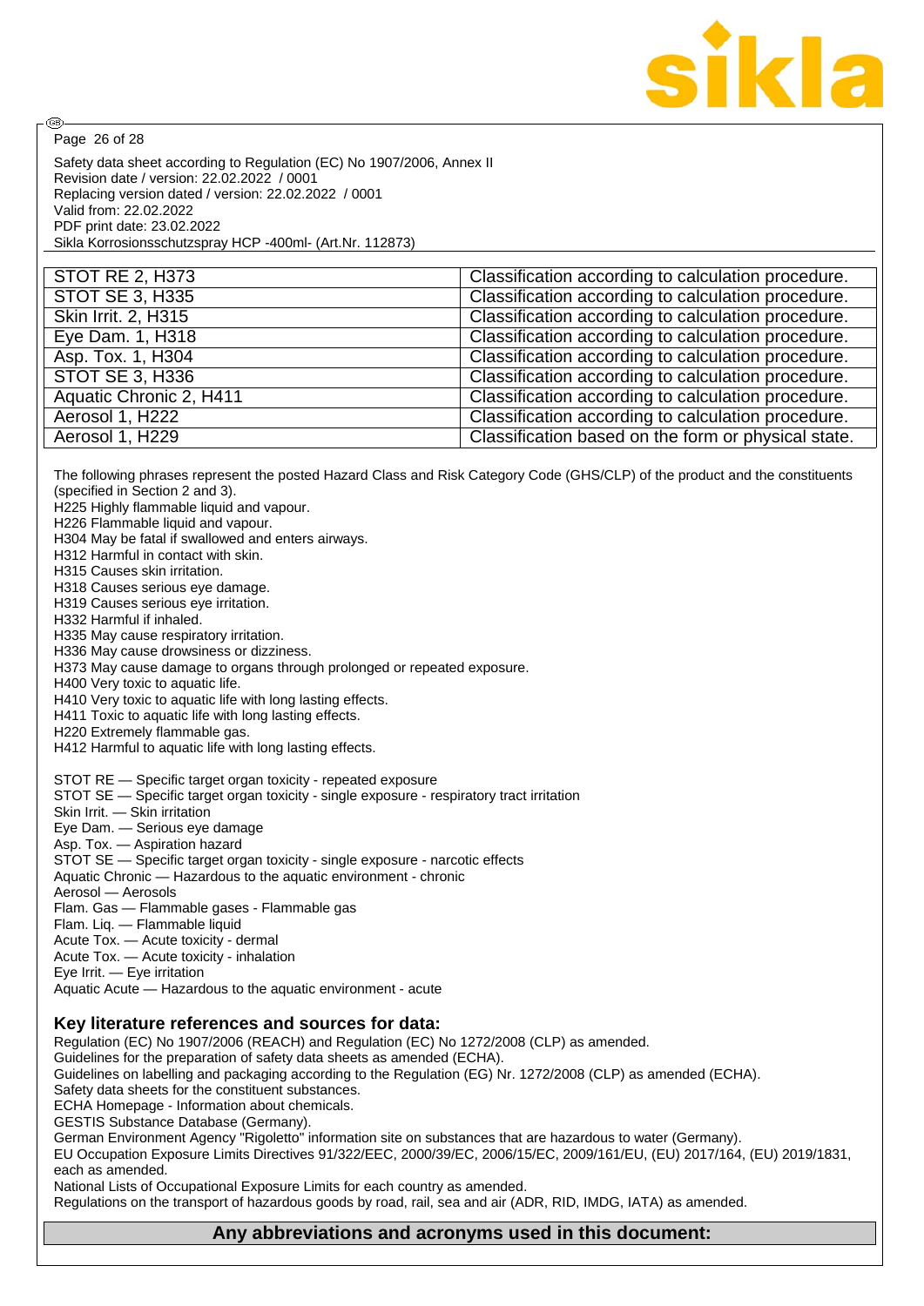| STOT RE 2, H373 | Classification according to calculation procedure. |
| --- | --- |
| STOT SE 3, H335 | Classification according to calculation procedure. |
| Skin Irrit. 2, H315 | Classification according to calculation procedure. |
| Eye Dam. 1, H318 | Classification according to calculation procedure. |
| Asp. Tox. 1, H304 | Classification according to calculation procedure. |
| STOT SE 3, H336 | Classification according to calculation procedure. |
| Aquatic Chronic 2, H411 | Classification according to calculation procedure. |
| Aerosol 1, H222 | Classification according to calculation procedure. |
| Aerosol 1, H229 | Classification based on the form or physical state. |

The following phrases represent the posted Hazard Class and Risk Category Code (GHS/CLP) of the product and the constituents (specified in Section 2 and 3).

H225 Highly flammable liquid and vapour.
H226 Flammable liquid and vapour.
H304 May be fatal if swallowed and enters airways.
H312 Harmful in contact with skin.
H315 Causes skin irritation.
H318 Causes serious eye damage.
H319 Causes serious eye irritation.
H332 Harmful if inhaled.
H335 May cause respiratory irritation.
H336 May cause drowsiness or dizziness.
H373 May cause damage to organs through prolonged or repeated exposure.
H400 Very toxic to aquatic life.
H410 Very toxic to aquatic life with long lasting effects.
H411 Toxic to aquatic life with long lasting effects.
H220 Extremely flammable gas.
H412 Harmful to aquatic life with long lasting effects.

STOT RE — Specific target organ toxicity - repeated exposure
STOT SE — Specific target organ toxicity - single exposure - respiratory tract irritation
Skin Irrit. — Skin irritation
Eye Dam. — Serious eye damage
Asp. Tox. — Aspiration hazard
STOT SE — Specific target organ toxicity - single exposure - narcotic effects
Aquatic Chronic — Hazardous to the aquatic environment - chronic
Aerosol — Aerosols
Flam. Gas — Flammable gases - Flammable gas
Flam. Liq. — Flammable liquid
Acute Tox. — Acute toxicity - dermal
Acute Tox. — Acute toxicity - inhalation
Eye Irrit. — Eye irritation
Aquatic Acute — Hazardous to the aquatic environment - acute

### Key literature references and sources for data:

Regulation (EC) No 1907/2006 (REACH) and Regulation (EC) No 1272/2008 (CLP) as amended.
Guidelines for the preparation of safety data sheets as amended (ECHA).
Guidelines on labelling and packaging according to the Regulation (EG) Nr. 1272/2008 (CLP) as amended (ECHA).
Safety data sheets for the constituent substances.
ECHA Homepage - Information about chemicals.
GESTIS Substance Database (Germany).
German Environment Agency "Rigoletto" information site on substances that are hazardous to water (Germany).
EU Occupation Exposure Limits Directives 91/322/EEC, 2000/39/EC, 2006/15/EC, 2009/161/EU, (EU) 2017/164, (EU) 2019/1831, each as amended.
National Lists of Occupational Exposure Limits for each country as amended.
Regulations on the transport of hazardous goods by road, rail, sea and air (ADR, RID, IMDG, IATA) as amended.

## Any abbreviations and acronyms used in this document: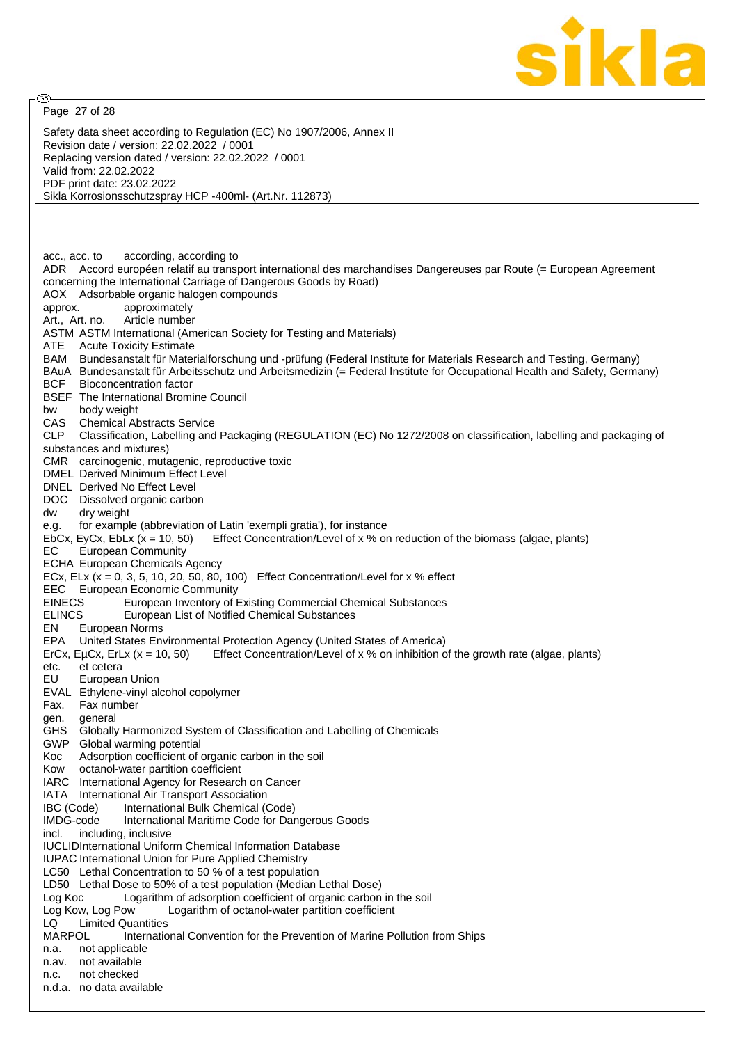acc., acc. to according, according to
ADR Accord européen relatif au transport international des marchandises Dangereuses par Route (= European Agreement concerning the International Carriage of Dangerous Goods by Road)
AOX Adsorbable organic halogen compounds
approx. approximately
Art., Art. no. Article number
ASTM ASTM International (American Society for Testing and Materials)
ATE Acute Toxicity Estimate
BAM Bundesanstalt für Materialforschung und -prüfung (Federal Institute for Materials Research and Testing, Germany)
BAuA Bundesanstalt für Arbeitsschutz und Arbeitsmedizin (= Federal Institute for Occupational Health and Safety, Germany)
BCF Bioconcentration factor
BSEF The International Bromine Council
bw body weight
CAS Chemical Abstracts Service
CLP Classification, Labelling and Packaging (REGULATION (EC) No 1272/2008 on classification, labelling and packaging of substances and mixtures)
CMR carcinogenic, mutagenic, reproductive toxic
DMEL Derived Minimum Effect Level
DNEL Derived No Effect Level
DOC Dissolved organic carbon
dw dry weight
e.g. for example (abbreviation of Latin 'exempli gratia'), for instance
EbCx, EyCx, EbLx (x = 10, 50) Effect Concentration/Level of x % on reduction of the biomass (algae, plants)
EC European Community
ECHA European Chemicals Agency
ECx, ELx (x = 0, 3, 5, 10, 20, 50, 80, 100) Effect Concentration/Level for x % effect
EEC European Economic Community
EINECS European Inventory of Existing Commercial Chemical Substances
ELINCS European List of Notified Chemical Substances
EN European Norms
EPA United States Environmental Protection Agency (United States of America)
ErCx, EµCx, ErLx (x = 10, 50) Effect Concentration/Level of x % on inhibition of the growth rate (algae, plants)
etc. et cetera
EU European Union
EVAL Ethylene-vinyl alcohol copolymer
Fax. Fax number
gen. general
GHS Globally Harmonized System of Classification and Labelling of Chemicals
GWP Global warming potential
Koc Adsorption coefficient of organic carbon in the soil
Kow octanol-water partition coefficient
IARC International Agency for Research on Cancer
IATA International Air Transport Association
IBC (Code) International Bulk Chemical (Code)
IMDG-code International Maritime Code for Dangerous Goods
incl. including, inclusive
IUCLIDInternational Uniform Chemical Information Database
IUPAC International Union for Pure Applied Chemistry
LC50 Lethal Concentration to 50 % of a test population
LD50 Lethal Dose to 50% of a test population (Median Lethal Dose)
Log Koc Logarithm of adsorption coefficient of organic carbon in the soil
Log Kow, Log Pow Logarithm of octanol-water partition coefficient
LQ Limited Quantities
MARPOL International Convention for the Prevention of Marine Pollution from Ships
n.a. not applicable
n.av. not available
n.c. not checked
n.d.a. no data available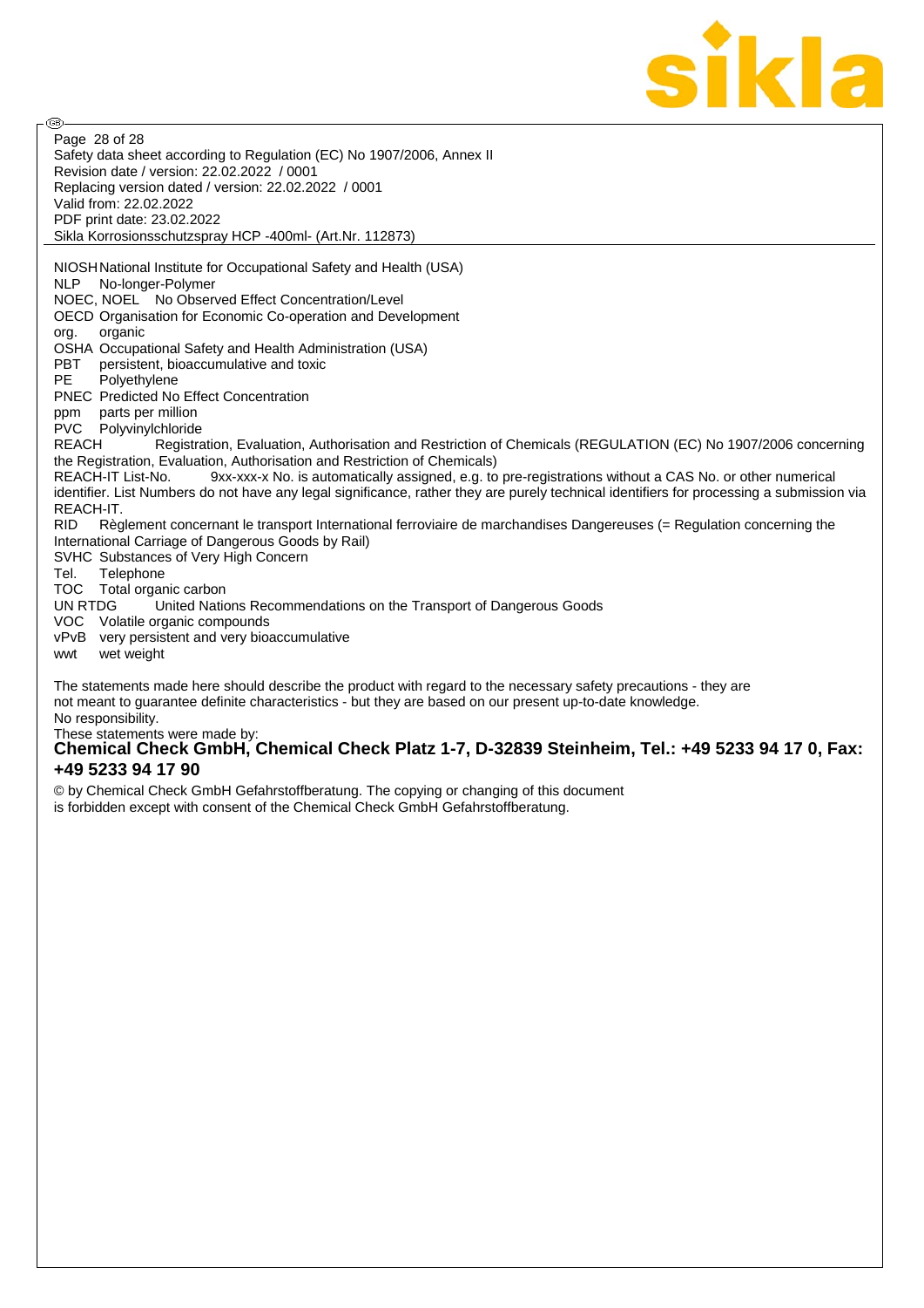NIOSH National Institute for Occupational Safety and Health (USA)
NLP No-longer-Polymer
NOEC, NOEL No Observed Effect Concentration/Level
OECD Organisation for Economic Co-operation and Development
org. organic
OSHA Occupational Safety and Health Administration (USA)
PBT persistent, bioaccumulative and toxic
PE Polyethylene
PNEC Predicted No Effect Concentration
ppm parts per million
PVC Polyvinylchloride
REACH Registration, Evaluation, Authorisation and Restriction of Chemicals (REGULATION (EC) No 1907/2006 concerning the Registration, Evaluation, Authorisation and Restriction of Chemicals)
REACH-IT List-No. 9xx-xxx-x No. is automatically assigned, e.g. to pre-registrations without a CAS No. or other numerical identifier. List Numbers do not have any legal significance, rather they are purely technical identifiers for processing a submission via REACH-IT.
RID Règlement concernant le transport International ferroviaire de marchandises Dangereuses (= Regulation concerning the International Carriage of Dangerous Goods by Rail)
SVHC Substances of Very High Concern
Tel. Telephone
TOC Total organic carbon
UN RTDG United Nations Recommendations on the Transport of Dangerous Goods
VOC Volatile organic compounds
vPvB very persistent and very bioaccumulative
wwt wet weight

The statements made here should describe the product with regard to the necessary safety precautions - they are not meant to guarantee definite characteristics - but they are based on our present up-to-date knowledge.
No responsibility.
These statements were made by:

**Chemical Check GmbH, Chemical Check Platz 1-7, D-32839 Steinheim, Tel.: +49 5233 94 17 0, Fax: +49 5233 94 17 90**

© by Chemical Check GmbH Gefahrstoffberatung. The copying or changing of this document is forbidden except with consent of the Chemical Check GmbH Gefahrstoffberatung.